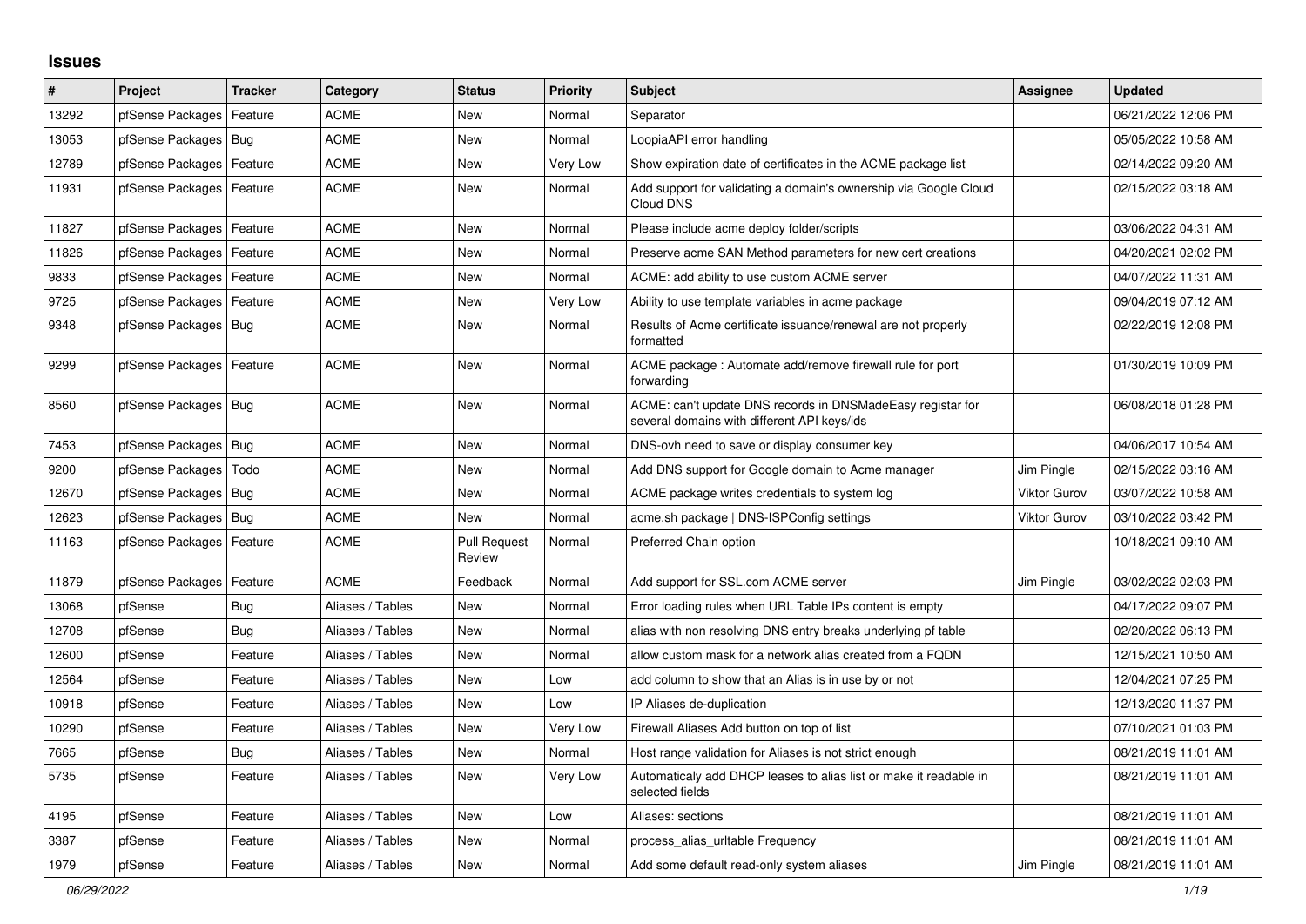## Issues

| # | Project | Tracker | Category | Status | Priority | Subject | Assignee | Updated |
|---|---|---|---|---|---|---|---|---|
| 13292 | pfSense Packages | Feature | ACME | New | Normal | Separator | | 06/21/2022 12:06 PM |
| 13053 | pfSense Packages | Bug | ACME | New | Normal | LoopiaAPI error handling | | 05/05/2022 10:58 AM |
| 12789 | pfSense Packages | Feature | ACME | New | Very Low | Show expiration date of certificates in the ACME package list | | 02/14/2022 09:20 AM |
| 11931 | pfSense Packages | Feature | ACME | New | Normal | Add support for validating a domain's ownership via Google Cloud Cloud DNS | | 02/15/2022 03:18 AM |
| 11827 | pfSense Packages | Feature | ACME | New | Normal | Please include acme deploy folder/scripts | | 03/06/2022 04:31 AM |
| 11826 | pfSense Packages | Feature | ACME | New | Normal | Preserve acme SAN Method parameters for new cert creations | | 04/20/2021 02:02 PM |
| 9833 | pfSense Packages | Feature | ACME | New | Normal | ACME: add ability to use custom ACME server | | 04/07/2022 11:31 AM |
| 9725 | pfSense Packages | Feature | ACME | New | Very Low | Ability to use template variables in acme package | | 09/04/2019 07:12 AM |
| 9348 | pfSense Packages | Bug | ACME | New | Normal | Results of Acme certificate issuance/renewal are not properly formatted | | 02/22/2019 12:08 PM |
| 9299 | pfSense Packages | Feature | ACME | New | Normal | ACME package : Automate add/remove firewall rule for port forwarding | | 01/30/2019 10:09 PM |
| 8560 | pfSense Packages | Bug | ACME | New | Normal | ACME: can't update DNS records in DNSMadeEasy registar for several domains with different API keys/ids | | 06/08/2018 01:28 PM |
| 7453 | pfSense Packages | Bug | ACME | New | Normal | DNS-ovh need to save or display consumer key | | 04/06/2017 10:54 AM |
| 9200 | pfSense Packages | Todo | ACME | New | Normal | Add DNS support for Google domain to Acme manager | Jim Pingle | 02/15/2022 03:16 AM |
| 12670 | pfSense Packages | Bug | ACME | New | Normal | ACME package writes credentials to system log | Viktor Gurov | 03/07/2022 10:58 AM |
| 12623 | pfSense Packages | Bug | ACME | New | Normal | acme.sh package \| DNS-ISPConfig settings | Viktor Gurov | 03/10/2022 03:42 PM |
| 11163 | pfSense Packages | Feature | ACME | Pull Request Review | Normal | Preferred Chain option | | 10/18/2021 09:10 AM |
| 11879 | pfSense Packages | Feature | ACME | Feedback | Normal | Add support for SSL.com ACME server | Jim Pingle | 03/02/2022 02:03 PM |
| 13068 | pfSense | Bug | Aliases / Tables | New | Normal | Error loading rules when URL Table IPs content is empty | | 04/17/2022 09:07 PM |
| 12708 | pfSense | Bug | Aliases / Tables | New | Normal | alias with non resolving DNS entry breaks underlying pf table | | 02/20/2022 06:13 PM |
| 12600 | pfSense | Feature | Aliases / Tables | New | Normal | allow custom mask for a network alias created from a FQDN | | 12/15/2021 10:50 AM |
| 12564 | pfSense | Feature | Aliases / Tables | New | Low | add column to show that an Alias is in use by or not | | 12/04/2021 07:25 PM |
| 10918 | pfSense | Feature | Aliases / Tables | New | Low | IP Aliases de-duplication | | 12/13/2020 11:37 PM |
| 10290 | pfSense | Feature | Aliases / Tables | New | Very Low | Firewall Aliases Add button on top of list | | 07/10/2021 01:03 PM |
| 7665 | pfSense | Bug | Aliases / Tables | New | Normal | Host range validation for Aliases is not strict enough | | 08/21/2019 11:01 AM |
| 5735 | pfSense | Feature | Aliases / Tables | New | Very Low | Automaticaly add DHCP leases to alias list or make it readable in selected fields | | 08/21/2019 11:01 AM |
| 4195 | pfSense | Feature | Aliases / Tables | New | Low | Aliases: sections | | 08/21/2019 11:01 AM |
| 3387 | pfSense | Feature | Aliases / Tables | New | Normal | process_alias_urltable Frequency | | 08/21/2019 11:01 AM |
| 1979 | pfSense | Feature | Aliases / Tables | New | Normal | Add some default read-only system aliases | Jim Pingle | 08/21/2019 11:01 AM |

*06/29/2022*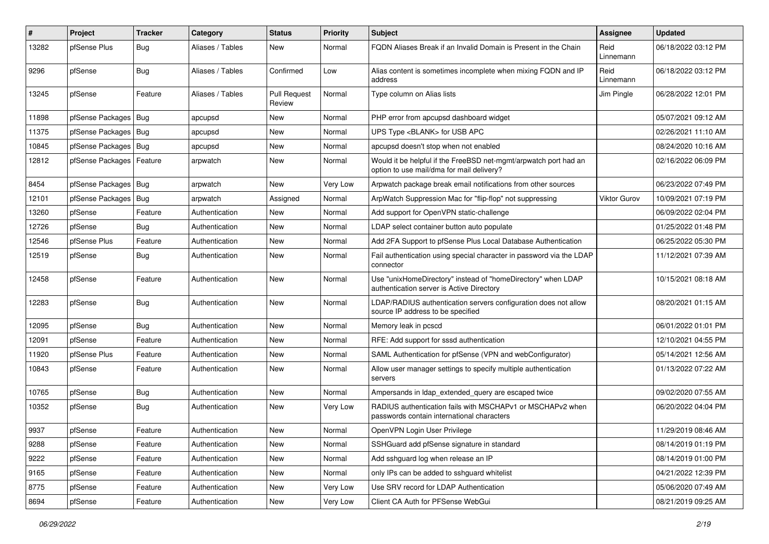| # | Project | Tracker | Category | Status | Priority | Subject | Assignee | Updated |
|---|---|---|---|---|---|---|---|---|
| 13282 | pfSense Plus | Bug | Aliases / Tables | New | Normal | FQDN Aliases Break if an Invalid Domain is Present in the Chain | Reid Linnemann | 06/18/2022 03:12 PM |
| 9296 | pfSense | Bug | Aliases / Tables | Confirmed | Low | Alias content is sometimes incomplete when mixing FQDN and IP address | Reid Linnemann | 06/18/2022 03:12 PM |
| 13245 | pfSense | Feature | Aliases / Tables | Pull Request Review | Normal | Type column on Alias lists | Jim Pingle | 06/28/2022 12:01 PM |
| 11898 | pfSense Packages | Bug | apcupsd | New | Normal | PHP error from apcupsd dashboard widget | | 05/07/2021 09:12 AM |
| 11375 | pfSense Packages | Bug | apcupsd | New | Normal | UPS Type <BLANK> for USB APC | | 02/26/2021 11:10 AM |
| 10845 | pfSense Packages | Bug | apcupsd | New | Normal | apcupsd doesn't stop when not enabled | | 08/24/2020 10:16 AM |
| 12812 | pfSense Packages | Feature | arpwatch | New | Normal | Would it be helpful if the FreeBSD net-mgmt/arpwatch port had an option to use mail/dma for mail delivery? | | 02/16/2022 06:09 PM |
| 8454 | pfSense Packages | Bug | arpwatch | New | Very Low | Arpwatch package break email notifications from other sources | | 06/23/2022 07:49 PM |
| 12101 | pfSense Packages | Bug | arpwatch | Assigned | Normal | ArpWatch Suppression Mac for "flip-flop" not suppressing | Viktor Gurov | 10/09/2021 07:19 PM |
| 13260 | pfSense | Feature | Authentication | New | Normal | Add support for OpenVPN static-challenge | | 06/09/2022 02:04 PM |
| 12726 | pfSense | Bug | Authentication | New | Normal | LDAP select container button auto populate | | 01/25/2022 01:48 PM |
| 12546 | pfSense Plus | Feature | Authentication | New | Normal | Add 2FA Support to pfSense Plus Local Database Authentication | | 06/25/2022 05:30 PM |
| 12519 | pfSense | Bug | Authentication | New | Normal | Fail authentication using special character in password via the LDAP connector | | 11/12/2021 07:39 AM |
| 12458 | pfSense | Feature | Authentication | New | Normal | Use "unixHomeDirectory" instead of "homeDirectory" when LDAP authentication server is Active Directory | | 10/15/2021 08:18 AM |
| 12283 | pfSense | Bug | Authentication | New | Normal | LDAP/RADIUS authentication servers configuration does not allow source IP address to be specified | | 08/20/2021 01:15 AM |
| 12095 | pfSense | Bug | Authentication | New | Normal | Memory leak in pcscd | | 06/01/2022 01:01 PM |
| 12091 | pfSense | Feature | Authentication | New | Normal | RFE: Add support for sssd authentication | | 12/10/2021 04:55 PM |
| 11920 | pfSense Plus | Feature | Authentication | New | Normal | SAML Authentication for pfSense (VPN and webConfigurator) | | 05/14/2021 12:56 AM |
| 10843 | pfSense | Feature | Authentication | New | Normal | Allow user manager settings to specify multiple authentication servers | | 01/13/2022 07:22 AM |
| 10765 | pfSense | Bug | Authentication | New | Normal | Ampersands in ldap_extended_query are escaped twice | | 09/02/2020 07:55 AM |
| 10352 | pfSense | Bug | Authentication | New | Very Low | RADIUS authentication fails with MSCHAPv1 or MSCHAPv2 when passwords contain international characters | | 06/20/2022 04:04 PM |
| 9937 | pfSense | Feature | Authentication | New | Normal | OpenVPN Login User Privilege | | 11/29/2019 08:46 AM |
| 9288 | pfSense | Feature | Authentication | New | Normal | SSHGuard add pfSense signature in standard | | 08/14/2019 01:19 PM |
| 9222 | pfSense | Feature | Authentication | New | Normal | Add sshguard log when release an IP | | 08/14/2019 01:00 PM |
| 9165 | pfSense | Feature | Authentication | New | Normal | only IPs can be added to sshguard whitelist | | 04/21/2022 12:39 PM |
| 8775 | pfSense | Feature | Authentication | New | Very Low | Use SRV record for LDAP Authentication | | 05/06/2020 07:49 AM |
| 8694 | pfSense | Feature | Authentication | New | Very Low | Client CA Auth for PFSense WebGui | | 08/21/2019 09:25 AM |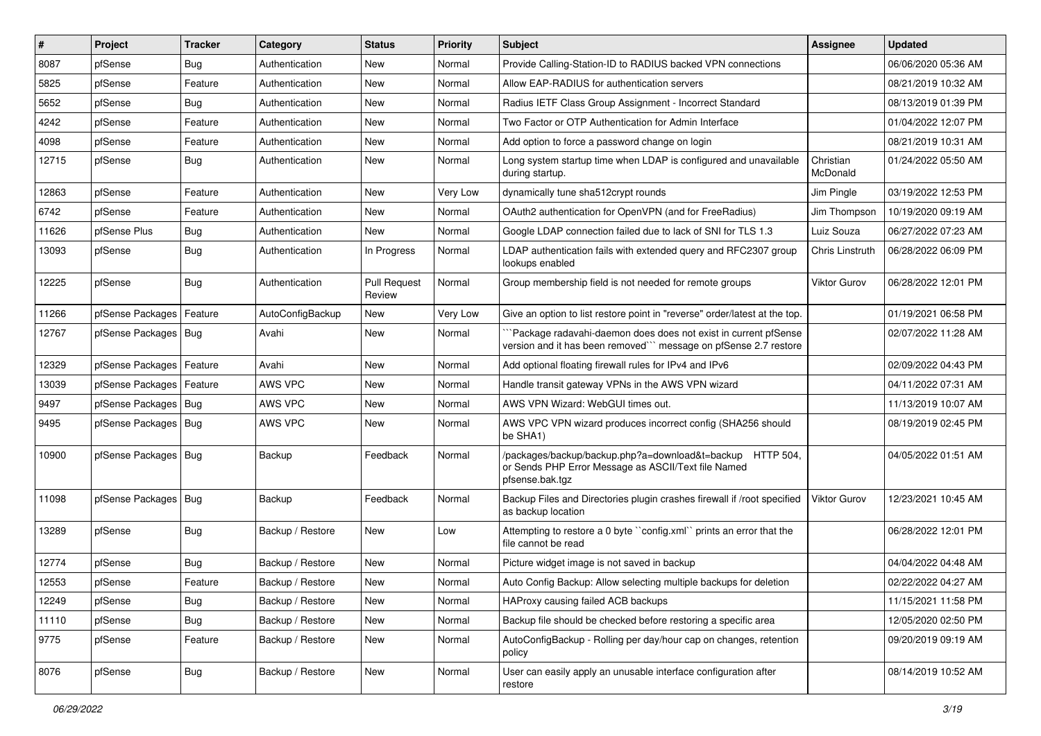| # | Project | Tracker | Category | Status | Priority | Subject | Assignee | Updated |
|---|---|---|---|---|---|---|---|---|
| 8087 | pfSense | Bug | Authentication | New | Normal | Provide Calling-Station-ID to RADIUS backed VPN connections | | 06/06/2020 05:36 AM |
| 5825 | pfSense | Feature | Authentication | New | Normal | Allow EAP-RADIUS for authentication servers | | 08/21/2019 10:32 AM |
| 5652 | pfSense | Bug | Authentication | New | Normal | Radius IETF Class Group Assignment - Incorrect Standard | | 08/13/2019 01:39 PM |
| 4242 | pfSense | Feature | Authentication | New | Normal | Two Factor or OTP Authentication for Admin Interface | | 01/04/2022 12:07 PM |
| 4098 | pfSense | Feature | Authentication | New | Normal | Add option to force a password change on login | | 08/21/2019 10:31 AM |
| 12715 | pfSense | Bug | Authentication | New | Normal | Long system startup time when LDAP is configured and unavailable during startup. | Christian McDonald | 01/24/2022 05:50 AM |
| 12863 | pfSense | Feature | Authentication | New | Very Low | dynamically tune sha512crypt rounds | Jim Pingle | 03/19/2022 12:53 PM |
| 6742 | pfSense | Feature | Authentication | New | Normal | OAuth2 authentication for OpenVPN (and for FreeRadius) | Jim Thompson | 10/19/2020 09:19 AM |
| 11626 | pfSense Plus | Bug | Authentication | New | Normal | Google LDAP connection failed due to lack of SNI for TLS 1.3 | Luiz Souza | 06/27/2022 07:23 AM |
| 13093 | pfSense | Bug | Authentication | In Progress | Normal | LDAP authentication fails with extended query and RFC2307 group lookups enabled | Chris Linstruth | 06/28/2022 06:09 PM |
| 12225 | pfSense | Bug | Authentication | Pull Request Review | Normal | Group membership field is not needed for remote groups | Viktor Gurov | 06/28/2022 12:01 PM |
| 11266 | pfSense Packages | Feature | AutoConfigBackup | New | Very Low | Give an option to list restore point in "reverse" order/latest at the top. | | 01/19/2021 06:58 PM |
| 12767 | pfSense Packages | Bug | Avahi | New | Normal | ```Package radavahi-daemon does does not exist in current pfSense version and it has been removed``` message on pfSense 2.7 restore | | 02/07/2022 11:28 AM |
| 12329 | pfSense Packages | Feature | Avahi | New | Normal | Add optional floating firewall rules for IPv4 and IPv6 | | 02/09/2022 04:43 PM |
| 13039 | pfSense Packages | Feature | AWS VPC | New | Normal | Handle transit gateway VPNs in the AWS VPN wizard | | 04/11/2022 07:31 AM |
| 9497 | pfSense Packages | Bug | AWS VPC | New | Normal | AWS VPN Wizard: WebGUI times out. | | 11/13/2019 10:07 AM |
| 9495 | pfSense Packages | Bug | AWS VPC | New | Normal | AWS VPC VPN wizard produces incorrect config (SHA256 should be SHA1) | | 08/19/2019 02:45 PM |
| 10900 | pfSense Packages | Bug | Backup | Feedback | Normal | /packages/backup/backup.php?a=download&t=backup HTTP 504, or Sends PHP Error Message as ASCII/Text file Named pfsense.bak.tgz | | 04/05/2022 01:51 AM |
| 11098 | pfSense Packages | Bug | Backup | Feedback | Normal | Backup Files and Directories plugin crashes firewall if /root specified as backup location | Viktor Gurov | 12/23/2021 10:45 AM |
| 13289 | pfSense | Bug | Backup / Restore | New | Low | Attempting to restore a 0 byte ``config.xml`` prints an error that the file cannot be read | | 06/28/2022 12:01 PM |
| 12774 | pfSense | Bug | Backup / Restore | New | Normal | Picture widget image is not saved in backup | | 04/04/2022 04:48 AM |
| 12553 | pfSense | Feature | Backup / Restore | New | Normal | Auto Config Backup: Allow selecting multiple backups for deletion | | 02/22/2022 04:27 AM |
| 12249 | pfSense | Bug | Backup / Restore | New | Normal | HAProxy causing failed ACB backups | | 11/15/2021 11:58 PM |
| 11110 | pfSense | Bug | Backup / Restore | New | Normal | Backup file should be checked before restoring a specific area | | 12/05/2020 02:50 PM |
| 9775 | pfSense | Feature | Backup / Restore | New | Normal | AutoConfigBackup - Rolling per day/hour cap on changes, retention policy | | 09/20/2019 09:19 AM |
| 8076 | pfSense | Bug | Backup / Restore | New | Normal | User can easily apply an unusable interface configuration after restore | | 08/14/2019 10:52 AM |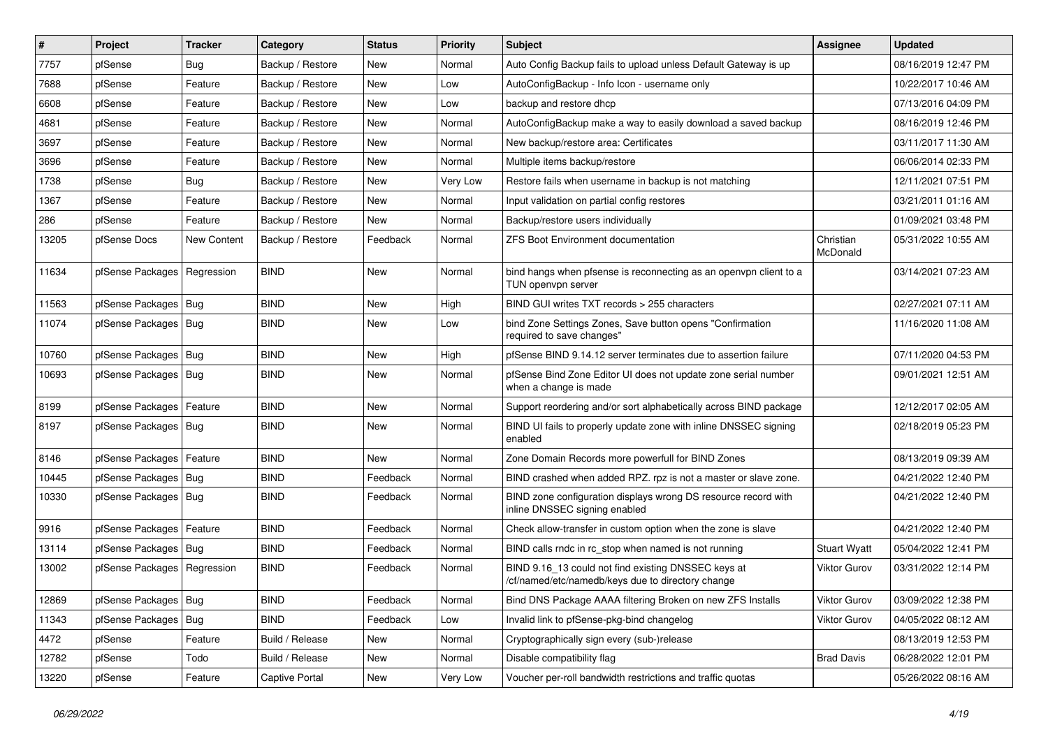| # | Project | Tracker | Category | Status | Priority | Subject | Assignee | Updated |
|---|---|---|---|---|---|---|---|---|
| 7757 | pfSense | Bug | Backup / Restore | New | Normal | Auto Config Backup fails to upload unless Default Gateway is up | | 08/16/2019 12:47 PM |
| 7688 | pfSense | Feature | Backup / Restore | New | Low | AutoConfigBackup - Info Icon - username only | | 10/22/2017 10:46 AM |
| 6608 | pfSense | Feature | Backup / Restore | New | Low | backup and restore dhcp | | 07/13/2016 04:09 PM |
| 4681 | pfSense | Feature | Backup / Restore | New | Normal | AutoConfigBackup make a way to easily download a saved backup | | 08/16/2019 12:46 PM |
| 3697 | pfSense | Feature | Backup / Restore | New | Normal | New backup/restore area: Certificates | | 03/11/2017 11:30 AM |
| 3696 | pfSense | Feature | Backup / Restore | New | Normal | Multiple items backup/restore | | 06/06/2014 02:33 PM |
| 1738 | pfSense | Bug | Backup / Restore | New | Very Low | Restore fails when username in backup is not matching | | 12/11/2021 07:51 PM |
| 1367 | pfSense | Feature | Backup / Restore | New | Normal | Input validation on partial config restores | | 03/21/2011 01:16 AM |
| 286 | pfSense | Feature | Backup / Restore | New | Normal | Backup/restore users individually | | 01/09/2021 03:48 PM |
| 13205 | pfSense Docs | New Content | Backup / Restore | Feedback | Normal | ZFS Boot Environment documentation | Christian McDonald | 05/31/2022 10:55 AM |
| 11634 | pfSense Packages | Regression | BIND | New | Normal | bind hangs when pfsense is reconnecting as an openvpn client to a TUN openvpn server | | 03/14/2021 07:23 AM |
| 11563 | pfSense Packages | Bug | BIND | New | High | BIND GUI writes TXT records > 255 characters | | 02/27/2021 07:11 AM |
| 11074 | pfSense Packages | Bug | BIND | New | Low | bind Zone Settings Zones, Save button opens "Confirmation required to save changes" | | 11/16/2020 11:08 AM |
| 10760 | pfSense Packages | Bug | BIND | New | High | pfSense BIND 9.14.12 server terminates due to assertion failure | | 07/11/2020 04:53 PM |
| 10693 | pfSense Packages | Bug | BIND | New | Normal | pfSense Bind Zone Editor UI does not update zone serial number when a change is made | | 09/01/2021 12:51 AM |
| 8199 | pfSense Packages | Feature | BIND | New | Normal | Support reordering and/or sort alphabetically across BIND package | | 12/12/2017 02:05 AM |
| 8197 | pfSense Packages | Bug | BIND | New | Normal | BIND UI fails to properly update zone with inline DNSSEC signing enabled | | 02/18/2019 05:23 PM |
| 8146 | pfSense Packages | Feature | BIND | New | Normal | Zone Domain Records more powerfull for BIND Zones | | 08/13/2019 09:39 AM |
| 10445 | pfSense Packages | Bug | BIND | Feedback | Normal | BIND crashed when added RPZ. rpz is not a master or slave zone. | | 04/21/2022 12:40 PM |
| 10330 | pfSense Packages | Bug | BIND | Feedback | Normal | BIND zone configuration displays wrong DS resource record with inline DNSSEC signing enabled | | 04/21/2022 12:40 PM |
| 9916 | pfSense Packages | Feature | BIND | Feedback | Normal | Check allow-transfer in custom option when the zone is slave | | 04/21/2022 12:40 PM |
| 13114 | pfSense Packages | Bug | BIND | Feedback | Normal | BIND calls rndc in rc_stop when named is not running | Stuart Wyatt | 05/04/2022 12:41 PM |
| 13002 | pfSense Packages | Regression | BIND | Feedback | Normal | BIND 9.16_13 could not find existing DNSSEC keys at /cf/named/etc/namedb/keys due to directory change | Viktor Gurov | 03/31/2022 12:14 PM |
| 12869 | pfSense Packages | Bug | BIND | Feedback | Normal | Bind DNS Package AAAA filtering Broken on new ZFS Installs | Viktor Gurov | 03/09/2022 12:38 PM |
| 11343 | pfSense Packages | Bug | BIND | Feedback | Low | Invalid link to pfSense-pkg-bind changelog | Viktor Gurov | 04/05/2022 08:12 AM |
| 4472 | pfSense | Feature | Build / Release | New | Normal | Cryptographically sign every (sub-)release | | 08/13/2019 12:53 PM |
| 12782 | pfSense | Todo | Build / Release | New | Normal | Disable compatibility flag | Brad Davis | 06/28/2022 12:01 PM |
| 13220 | pfSense | Feature | Captive Portal | New | Very Low | Voucher per-roll bandwidth restrictions and traffic quotas | | 05/26/2022 08:16 AM |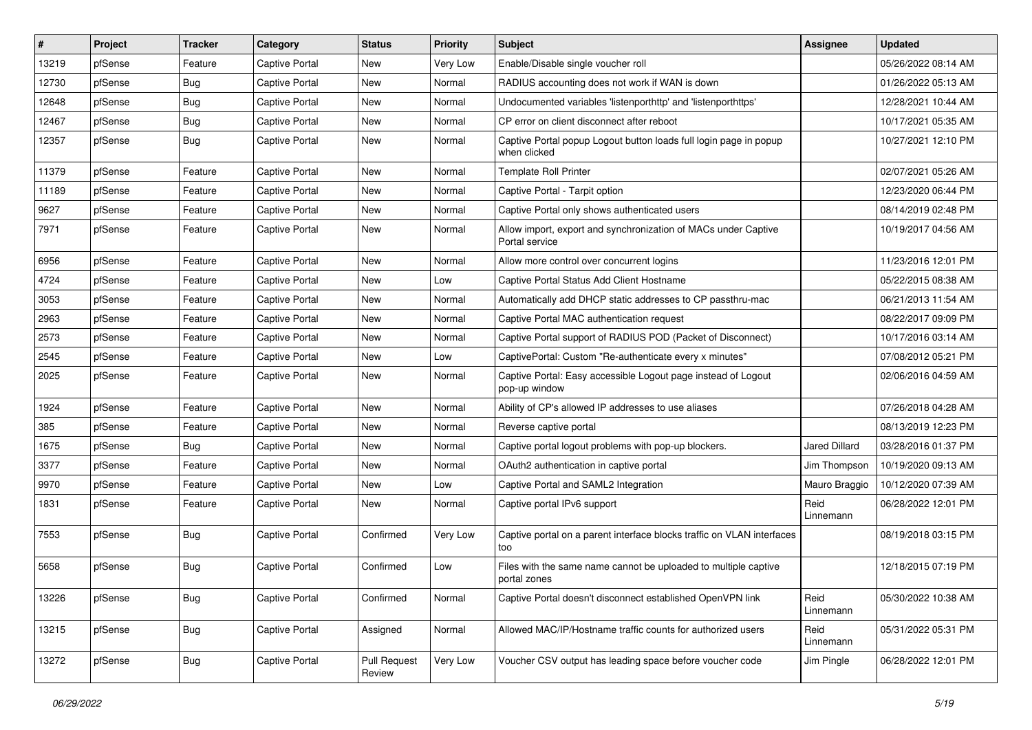| # | Project | Tracker | Category | Status | Priority | Subject | Assignee | Updated |
|---|---|---|---|---|---|---|---|---|
| 13219 | pfSense | Feature | Captive Portal | New | Very Low | Enable/Disable single voucher roll | | 05/26/2022 08:14 AM |
| 12730 | pfSense | Bug | Captive Portal | New | Normal | RADIUS accounting does not work if WAN is down | | 01/26/2022 05:13 AM |
| 12648 | pfSense | Bug | Captive Portal | New | Normal | Undocumented variables 'listenporthttp' and 'listenporthttps' | | 12/28/2021 10:44 AM |
| 12467 | pfSense | Bug | Captive Portal | New | Normal | CP error on client disconnect after reboot | | 10/17/2021 05:35 AM |
| 12357 | pfSense | Bug | Captive Portal | New | Normal | Captive Portal popup Logout button loads full login page in popup when clicked | | 10/27/2021 12:10 PM |
| 11379 | pfSense | Feature | Captive Portal | New | Normal | Template Roll Printer | | 02/07/2021 05:26 AM |
| 11189 | pfSense | Feature | Captive Portal | New | Normal | Captive Portal - Tarpit option | | 12/23/2020 06:44 PM |
| 9627 | pfSense | Feature | Captive Portal | New | Normal | Captive Portal only shows authenticated users | | 08/14/2019 02:48 PM |
| 7971 | pfSense | Feature | Captive Portal | New | Normal | Allow import, export and synchronization of MACs under Captive Portal service | | 10/19/2017 04:56 AM |
| 6956 | pfSense | Feature | Captive Portal | New | Normal | Allow more control over concurrent logins | | 11/23/2016 12:01 PM |
| 4724 | pfSense | Feature | Captive Portal | New | Low | Captive Portal Status Add Client Hostname | | 05/22/2015 08:38 AM |
| 3053 | pfSense | Feature | Captive Portal | New | Normal | Automatically add DHCP static addresses to CP passthru-mac | | 06/21/2013 11:54 AM |
| 2963 | pfSense | Feature | Captive Portal | New | Normal | Captive Portal MAC authentication request | | 08/22/2017 09:09 PM |
| 2573 | pfSense | Feature | Captive Portal | New | Normal | Captive Portal support of RADIUS POD (Packet of Disconnect) | | 10/17/2016 03:14 AM |
| 2545 | pfSense | Feature | Captive Portal | New | Low | CaptivePortal: Custom "Re-authenticate every x minutes" | | 07/08/2012 05:21 PM |
| 2025 | pfSense | Feature | Captive Portal | New | Normal | Captive Portal: Easy accessible Logout page instead of Logout pop-up window | | 02/06/2016 04:59 AM |
| 1924 | pfSense | Feature | Captive Portal | New | Normal | Ability of CP's allowed IP addresses to use aliases | | 07/26/2018 04:28 AM |
| 385 | pfSense | Feature | Captive Portal | New | Normal | Reverse captive portal | | 08/13/2019 12:23 PM |
| 1675 | pfSense | Bug | Captive Portal | New | Normal | Captive portal logout problems with pop-up blockers. | Jared Dillard | 03/28/2016 01:37 PM |
| 3377 | pfSense | Feature | Captive Portal | New | Normal | OAuth2 authentication in captive portal | Jim Thompson | 10/19/2020 09:13 AM |
| 9970 | pfSense | Feature | Captive Portal | New | Low | Captive Portal and SAML2 Integration | Mauro Braggio | 10/12/2020 07:39 AM |
| 1831 | pfSense | Feature | Captive Portal | New | Normal | Captive portal IPv6 support | Reid Linnemann | 06/28/2022 12:01 PM |
| 7553 | pfSense | Bug | Captive Portal | Confirmed | Very Low | Captive portal on a parent interface blocks traffic on VLAN interfaces too | | 08/19/2018 03:15 PM |
| 5658 | pfSense | Bug | Captive Portal | Confirmed | Low | Files with the same name cannot be uploaded to multiple captive portal zones | | 12/18/2015 07:19 PM |
| 13226 | pfSense | Bug | Captive Portal | Confirmed | Normal | Captive Portal doesn't disconnect established OpenVPN link | Reid Linnemann | 05/30/2022 10:38 AM |
| 13215 | pfSense | Bug | Captive Portal | Assigned | Normal | Allowed MAC/IP/Hostname traffic counts for authorized users | Reid Linnemann | 05/31/2022 05:31 PM |
| 13272 | pfSense | Bug | Captive Portal | Pull Request Review | Very Low | Voucher CSV output has leading space before voucher code | Jim Pingle | 06/28/2022 12:01 PM |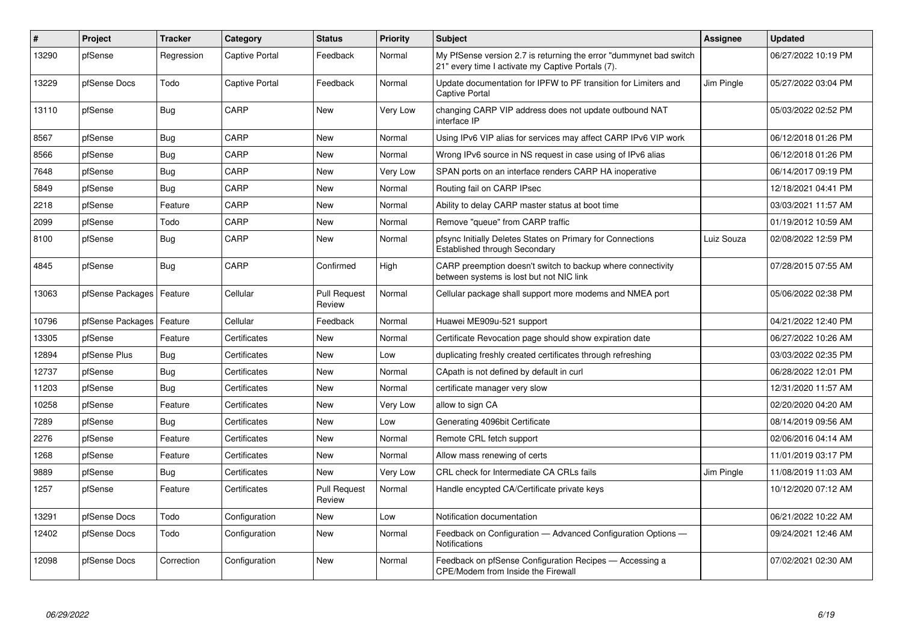| # | Project | Tracker | Category | Status | Priority | Subject | Assignee | Updated |
|---|---|---|---|---|---|---|---|---|
| 13290 | pfSense | Regression | Captive Portal | Feedback | Normal | My PfSense version 2.7 is returning the error "dummynet bad switch 21" every time I activate my Captive Portals (7). | | 06/27/2022 10:19 PM |
| 13229 | pfSense Docs | Todo | Captive Portal | Feedback | Normal | Update documentation for IPFW to PF transition for Limiters and Captive Portal | Jim Pingle | 05/27/2022 03:04 PM |
| 13110 | pfSense | Bug | CARP | New | Very Low | changing CARP VIP address does not update outbound NAT interface IP | | 05/03/2022 02:52 PM |
| 8567 | pfSense | Bug | CARP | New | Normal | Using IPv6 VIP alias for services may affect CARP IPv6 VIP work | | 06/12/2018 01:26 PM |
| 8566 | pfSense | Bug | CARP | New | Normal | Wrong IPv6 source in NS request in case using of IPv6 alias | | 06/12/2018 01:26 PM |
| 7648 | pfSense | Bug | CARP | New | Very Low | SPAN ports on an interface renders CARP HA inoperative | | 06/14/2017 09:19 PM |
| 5849 | pfSense | Bug | CARP | New | Normal | Routing fail on CARP IPsec | | 12/18/2021 04:41 PM |
| 2218 | pfSense | Feature | CARP | New | Normal | Ability to delay CARP master status at boot time | | 03/03/2021 11:57 AM |
| 2099 | pfSense | Todo | CARP | New | Normal | Remove "queue" from CARP traffic | | 01/19/2012 10:59 AM |
| 8100 | pfSense | Bug | CARP | New | Normal | pfsync Initially Deletes States on Primary for Connections Established through Secondary | Luiz Souza | 02/08/2022 12:59 PM |
| 4845 | pfSense | Bug | CARP | Confirmed | High | CARP preemption doesn't switch to backup where connectivity between systems is lost but not NIC link | | 07/28/2015 07:55 AM |
| 13063 | pfSense Packages | Feature | Cellular | Pull Request Review | Normal | Cellular package shall support more modems and NMEA port | | 05/06/2022 02:38 PM |
| 10796 | pfSense Packages | Feature | Cellular | Feedback | Normal | Huawei ME909u-521 support | | 04/21/2022 12:40 PM |
| 13305 | pfSense | Feature | Certificates | New | Normal | Certificate Revocation page should show expiration date | | 06/27/2022 10:26 AM |
| 12894 | pfSense Plus | Bug | Certificates | New | Low | duplicating freshly created certificates through refreshing | | 03/03/2022 02:35 PM |
| 12737 | pfSense | Bug | Certificates | New | Normal | CApath is not defined by default in curl | | 06/28/2022 12:01 PM |
| 11203 | pfSense | Bug | Certificates | New | Normal | certificate manager very slow | | 12/31/2020 11:57 AM |
| 10258 | pfSense | Feature | Certificates | New | Very Low | allow to sign CA | | 02/20/2020 04:20 AM |
| 7289 | pfSense | Bug | Certificates | New | Low | Generating 4096bit Certificate | | 08/14/2019 09:56 AM |
| 2276 | pfSense | Feature | Certificates | New | Normal | Remote CRL fetch support | | 02/06/2016 04:14 AM |
| 1268 | pfSense | Feature | Certificates | New | Normal | Allow mass renewing of certs | | 11/01/2019 03:17 PM |
| 9889 | pfSense | Bug | Certificates | New | Very Low | CRL check for Intermediate CA CRLs fails | Jim Pingle | 11/08/2019 11:03 AM |
| 1257 | pfSense | Feature | Certificates | Pull Request Review | Normal | Handle encypted CA/Certificate private keys | | 10/12/2020 07:12 AM |
| 13291 | pfSense Docs | Todo | Configuration | New | Low | Notification documentation | | 06/21/2022 10:22 AM |
| 12402 | pfSense Docs | Todo | Configuration | New | Normal | Feedback on Configuration — Advanced Configuration Options — Notifications | | 09/24/2021 12:46 AM |
| 12098 | pfSense Docs | Correction | Configuration | New | Normal | Feedback on pfSense Configuration Recipes — Accessing a CPE/Modem from Inside the Firewall | | 07/02/2021 02:30 AM |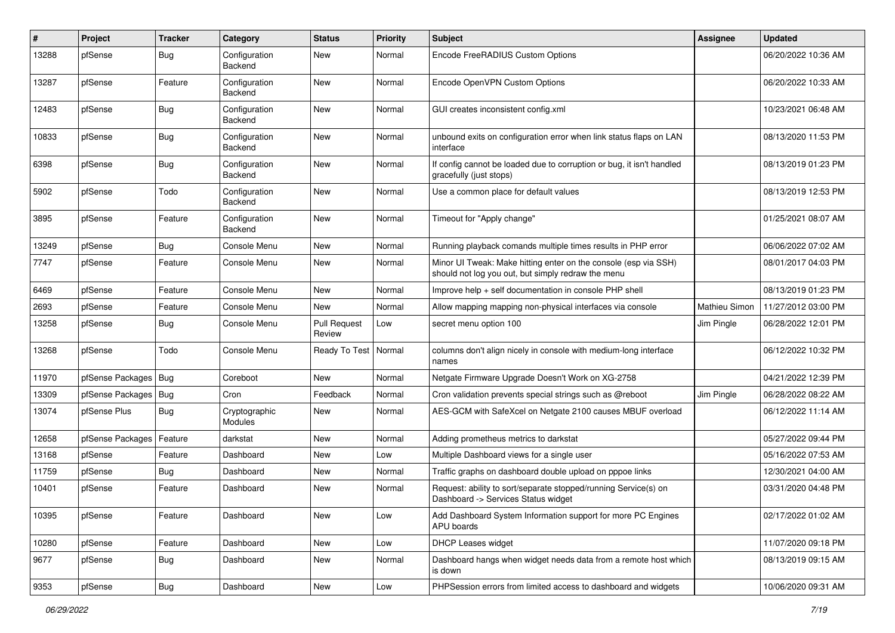| # | Project | Tracker | Category | Status | Priority | Subject | Assignee | Updated |
|---|---|---|---|---|---|---|---|---|
| 13288 | pfSense | Bug | Configuration Backend | New | Normal | Encode FreeRADIUS Custom Options | | 06/20/2022 10:36 AM |
| 13287 | pfSense | Feature | Configuration Backend | New | Normal | Encode OpenVPN Custom Options | | 06/20/2022 10:33 AM |
| 12483 | pfSense | Bug | Configuration Backend | New | Normal | GUI creates inconsistent config.xml | | 10/23/2021 06:48 AM |
| 10833 | pfSense | Bug | Configuration Backend | New | Normal | unbound exits on configuration error when link status flaps on LAN interface | | 08/13/2020 11:53 PM |
| 6398 | pfSense | Bug | Configuration Backend | New | Normal | If config cannot be loaded due to corruption or bug, it isn't handled gracefully (just stops) | | 08/13/2019 01:23 PM |
| 5902 | pfSense | Todo | Configuration Backend | New | Normal | Use a common place for default values | | 08/13/2019 12:53 PM |
| 3895 | pfSense | Feature | Configuration Backend | New | Normal | Timeout for "Apply change" | | 01/25/2021 08:07 AM |
| 13249 | pfSense | Bug | Console Menu | New | Normal | Running playback comands multiple times results in PHP error | | 06/06/2022 07:02 AM |
| 7747 | pfSense | Feature | Console Menu | New | Normal | Minor UI Tweak: Make hitting enter on the console (esp via SSH) should not log you out, but simply redraw the menu | | 08/01/2017 04:03 PM |
| 6469 | pfSense | Feature | Console Menu | New | Normal | Improve help + self documentation in console PHP shell | | 08/13/2019 01:23 PM |
| 2693 | pfSense | Feature | Console Menu | New | Normal | Allow mapping mapping non-physical interfaces via console | Mathieu Simon | 11/27/2012 03:00 PM |
| 13258 | pfSense | Bug | Console Menu | Pull Request Review | Low | secret menu option 100 | Jim Pingle | 06/28/2022 12:01 PM |
| 13268 | pfSense | Todo | Console Menu | Ready To Test | Normal | columns don't align nicely in console with medium-long interface names | | 06/12/2022 10:32 PM |
| 11970 | pfSense Packages | Bug | Coreboot | New | Normal | Netgate Firmware Upgrade Doesn't Work on XG-2758 | | 04/21/2022 12:39 PM |
| 13309 | pfSense Packages | Bug | Cron | Feedback | Normal | Cron validation prevents special strings such as @reboot | Jim Pingle | 06/28/2022 08:22 AM |
| 13074 | pfSense Plus | Bug | Cryptographic Modules | New | Normal | AES-GCM with SafeXcel on Netgate 2100 causes MBUF overload | | 06/12/2022 11:14 AM |
| 12658 | pfSense Packages | Feature | darkstat | New | Normal | Adding prometheus metrics to darkstat | | 05/27/2022 09:44 PM |
| 13168 | pfSense | Feature | Dashboard | New | Low | Multiple Dashboard views for a single user | | 05/16/2022 07:53 AM |
| 11759 | pfSense | Bug | Dashboard | New | Normal | Traffic graphs on dashboard double upload on pppoe links | | 12/30/2021 04:00 AM |
| 10401 | pfSense | Feature | Dashboard | New | Normal | Request: ability to sort/separate stopped/running Service(s) on Dashboard -> Services Status widget | | 03/31/2020 04:48 PM |
| 10395 | pfSense | Feature | Dashboard | New | Low | Add Dashboard System Information support for more PC Engines APU boards | | 02/17/2022 01:02 AM |
| 10280 | pfSense | Feature | Dashboard | New | Low | DHCP Leases widget | | 11/07/2020 09:18 PM |
| 9677 | pfSense | Bug | Dashboard | New | Normal | Dashboard hangs when widget needs data from a remote host which is down | | 08/13/2019 09:15 AM |
| 9353 | pfSense | Bug | Dashboard | New | Low | PHPSession errors from limited access to dashboard and widgets | | 10/06/2020 09:31 AM |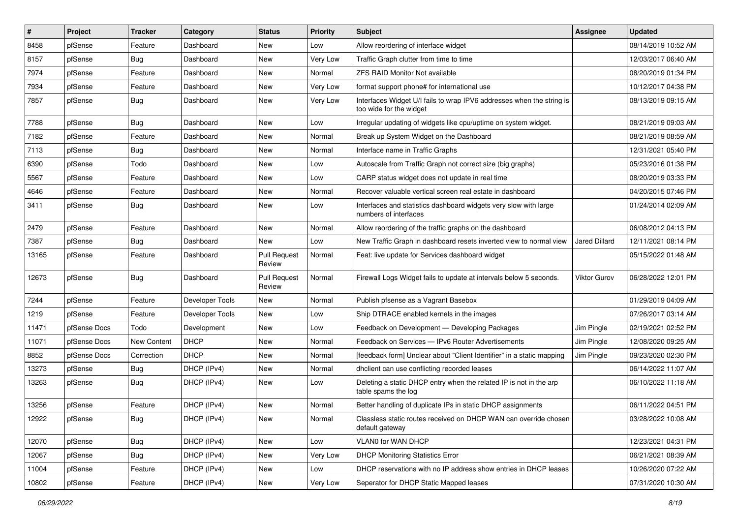| # | Project | Tracker | Category | Status | Priority | Subject | Assignee | Updated |
|---|---|---|---|---|---|---|---|---|
| 8458 | pfSense | Feature | Dashboard | New | Low | Allow reordering of interface widget | | 08/14/2019 10:52 AM |
| 8157 | pfSense | Bug | Dashboard | New | Very Low | Traffic Graph clutter from time to time | | 12/03/2017 06:40 AM |
| 7974 | pfSense | Feature | Dashboard | New | Normal | ZFS RAID Monitor Not available | | 08/20/2019 01:34 PM |
| 7934 | pfSense | Feature | Dashboard | New | Very Low | format support phone# for international use | | 10/12/2017 04:38 PM |
| 7857 | pfSense | Bug | Dashboard | New | Very Low | Interfaces Widget U/I fails to wrap IPV6 addresses when the string is too wide for the widget | | 08/13/2019 09:15 AM |
| 7788 | pfSense | Bug | Dashboard | New | Low | Irregular updating of widgets like cpu/uptime on system widget. | | 08/21/2019 09:03 AM |
| 7182 | pfSense | Feature | Dashboard | New | Normal | Break up System Widget on the Dashboard | | 08/21/2019 08:59 AM |
| 7113 | pfSense | Bug | Dashboard | New | Normal | Interface name in Traffic Graphs | | 12/31/2021 05:40 PM |
| 6390 | pfSense | Todo | Dashboard | New | Low | Autoscale from Traffic Graph not correct size (big graphs) | | 05/23/2016 01:38 PM |
| 5567 | pfSense | Feature | Dashboard | New | Low | CARP status widget does not update in real time | | 08/20/2019 03:33 PM |
| 4646 | pfSense | Feature | Dashboard | New | Normal | Recover valuable vertical screen real estate in dashboard | | 04/20/2015 07:46 PM |
| 3411 | pfSense | Bug | Dashboard | New | Low | Interfaces and statistics dashboard widgets very slow with large numbers of interfaces | | 01/24/2014 02:09 AM |
| 2479 | pfSense | Feature | Dashboard | New | Normal | Allow reordering of the traffic graphs on the dashboard | | 06/08/2012 04:13 PM |
| 7387 | pfSense | Bug | Dashboard | New | Low | New Traffic Graph in dashboard resets inverted view to normal view | Jared Dillard | 12/11/2021 08:14 PM |
| 13165 | pfSense | Feature | Dashboard | Pull Request Review | Normal | Feat: live update for Services dashboard widget | | 05/15/2022 01:48 AM |
| 12673 | pfSense | Bug | Dashboard | Pull Request Review | Normal | Firewall Logs Widget fails to update at intervals below 5 seconds. | Viktor Gurov | 06/28/2022 12:01 PM |
| 7244 | pfSense | Feature | Developer Tools | New | Normal | Publish pfsense as a Vagrant Basebox | | 01/29/2019 04:09 AM |
| 1219 | pfSense | Feature | Developer Tools | New | Low | Ship DTRACE enabled kernels in the images | | 07/26/2017 03:14 AM |
| 11471 | pfSense Docs | Todo | Development | New | Low | Feedback on Development — Developing Packages | Jim Pingle | 02/19/2021 02:52 PM |
| 11071 | pfSense Docs | New Content | DHCP | New | Normal | Feedback on Services — IPv6 Router Advertisements | Jim Pingle | 12/08/2020 09:25 AM |
| 8852 | pfSense Docs | Correction | DHCP | New | Normal | [feedback form] Unclear about "Client Identifier" in a static mapping | Jim Pingle | 09/23/2020 02:30 PM |
| 13273 | pfSense | Bug | DHCP (IPv4) | New | Normal | dhclient can use conflicting recorded leases | | 06/14/2022 11:07 AM |
| 13263 | pfSense | Bug | DHCP (IPv4) | New | Low | Deleting a static DHCP entry when the related IP is not in the arp table spams the log | | 06/10/2022 11:18 AM |
| 13256 | pfSense | Feature | DHCP (IPv4) | New | Normal | Better handling of duplicate IPs in static DHCP assignments | | 06/11/2022 04:51 PM |
| 12922 | pfSense | Bug | DHCP (IPv4) | New | Normal | Classless static routes received on DHCP WAN can override chosen default gateway | | 03/28/2022 10:08 AM |
| 12070 | pfSense | Bug | DHCP (IPv4) | New | Low | VLAN0 for WAN DHCP | | 12/23/2021 04:31 PM |
| 12067 | pfSense | Bug | DHCP (IPv4) | New | Very Low | DHCP Monitoring Statistics Error | | 06/21/2021 08:39 AM |
| 11004 | pfSense | Feature | DHCP (IPv4) | New | Low | DHCP reservations with no IP address show entries in DHCP leases | | 10/26/2020 07:22 AM |
| 10802 | pfSense | Feature | DHCP (IPv4) | New | Very Low | Seperator for DHCP Static Mapped leases | | 07/31/2020 10:30 AM |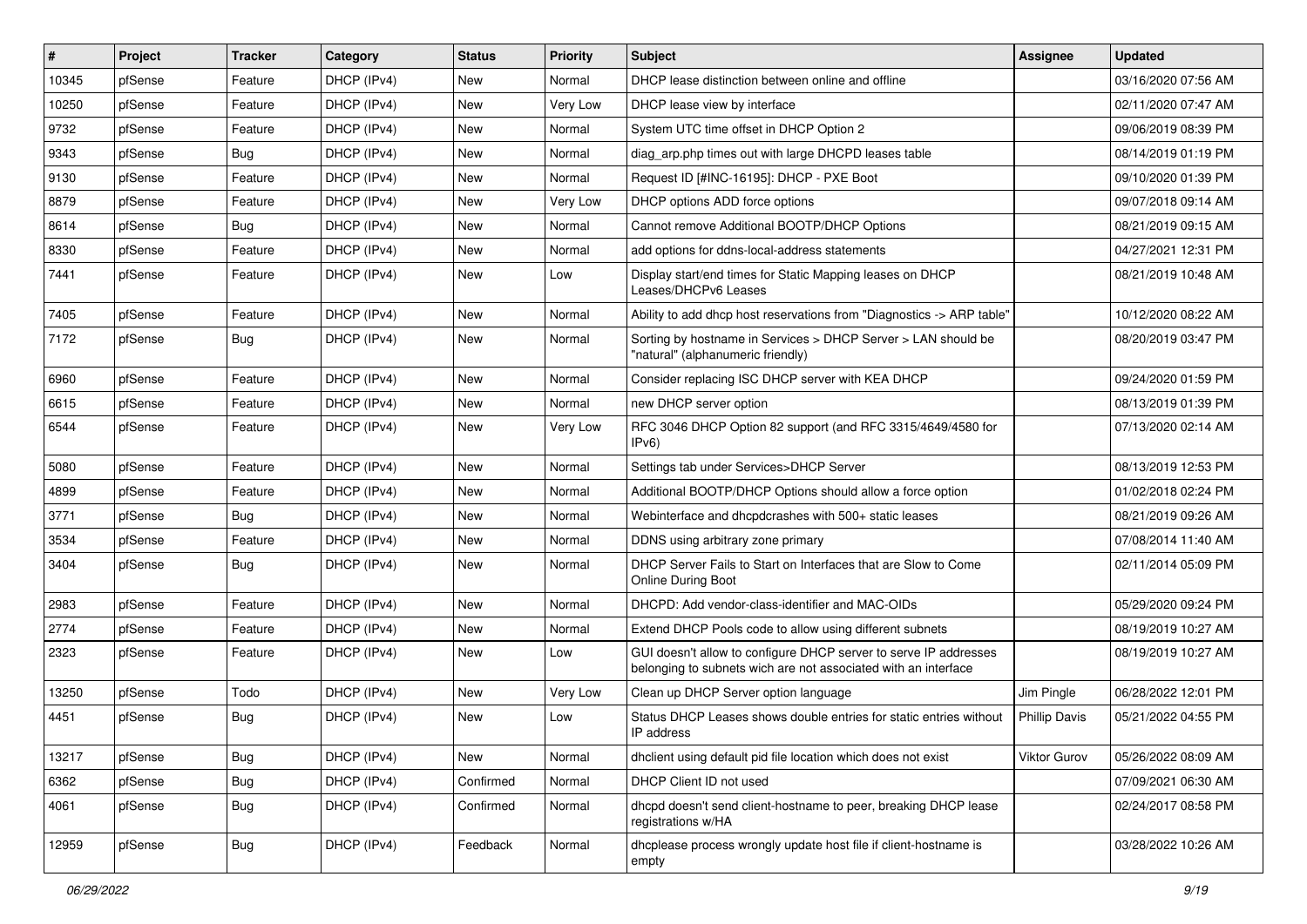| # | Project | Tracker | Category | Status | Priority | Subject | Assignee | Updated |
| --- | --- | --- | --- | --- | --- | --- | --- | --- |
| 10345 | pfSense | Feature | DHCP (IPv4) | New | Normal | DHCP lease distinction between online and offline | | 03/16/2020 07:56 AM |
| 10250 | pfSense | Feature | DHCP (IPv4) | New | Very Low | DHCP lease view by interface | | 02/11/2020 07:47 AM |
| 9732 | pfSense | Feature | DHCP (IPv4) | New | Normal | System UTC time offset in DHCP Option 2 | | 09/06/2019 08:39 PM |
| 9343 | pfSense | Bug | DHCP (IPv4) | New | Normal | diag_arp.php times out with large DHCPD leases table | | 08/14/2019 01:19 PM |
| 9130 | pfSense | Feature | DHCP (IPv4) | New | Normal | Request ID [#INC-16195]: DHCP - PXE Boot | | 09/10/2020 01:39 PM |
| 8879 | pfSense | Feature | DHCP (IPv4) | New | Very Low | DHCP options ADD force options | | 09/07/2018 09:14 AM |
| 8614 | pfSense | Bug | DHCP (IPv4) | New | Normal | Cannot remove Additional BOOTP/DHCP Options | | 08/21/2019 09:15 AM |
| 8330 | pfSense | Feature | DHCP (IPv4) | New | Normal | add options for ddns-local-address statements | | 04/27/2021 12:31 PM |
| 7441 | pfSense | Feature | DHCP (IPv4) | New | Low | Display start/end times for Static Mapping leases on DHCP Leases/DHCPv6 Leases | | 08/21/2019 10:48 AM |
| 7405 | pfSense | Feature | DHCP (IPv4) | New | Normal | Ability to add dhcp host reservations from "Diagnostics -> ARP table" | | 10/12/2020 08:22 AM |
| 7172 | pfSense | Bug | DHCP (IPv4) | New | Normal | Sorting by hostname in Services > DHCP Server > LAN should be "natural" (alphanumeric friendly) | | 08/20/2019 03:47 PM |
| 6960 | pfSense | Feature | DHCP (IPv4) | New | Normal | Consider replacing ISC DHCP server with KEA DHCP | | 09/24/2020 01:59 PM |
| 6615 | pfSense | Feature | DHCP (IPv4) | New | Normal | new DHCP server option | | 08/13/2019 01:39 PM |
| 6544 | pfSense | Feature | DHCP (IPv4) | New | Very Low | RFC 3046 DHCP Option 82 support (and RFC 3315/4649/4580 for IPv6) | | 07/13/2020 02:14 AM |
| 5080 | pfSense | Feature | DHCP (IPv4) | New | Normal | Settings tab under Services>DHCP Server | | 08/13/2019 12:53 PM |
| 4899 | pfSense | Feature | DHCP (IPv4) | New | Normal | Additional BOOTP/DHCP Options should allow a force option | | 01/02/2018 02:24 PM |
| 3771 | pfSense | Bug | DHCP (IPv4) | New | Normal | Webinterface and dhcpdcrashes with 500+ static leases | | 08/21/2019 09:26 AM |
| 3534 | pfSense | Feature | DHCP (IPv4) | New | Normal | DDNS using arbitrary zone primary | | 07/08/2014 11:40 AM |
| 3404 | pfSense | Bug | DHCP (IPv4) | New | Normal | DHCP Server Fails to Start on Interfaces that are Slow to Come Online During Boot | | 02/11/2014 05:09 PM |
| 2983 | pfSense | Feature | DHCP (IPv4) | New | Normal | DHCPD: Add vendor-class-identifier and MAC-OIDs | | 05/29/2020 09:24 PM |
| 2774 | pfSense | Feature | DHCP (IPv4) | New | Normal | Extend DHCP Pools code to allow using different subnets | | 08/19/2019 10:27 AM |
| 2323 | pfSense | Feature | DHCP (IPv4) | New | Low | GUI doesn't allow to configure DHCP server to serve IP addresses belonging to subnets wich are not associated with an interface | | 08/19/2019 10:27 AM |
| 13250 | pfSense | Todo | DHCP (IPv4) | New | Very Low | Clean up DHCP Server option language | Jim Pingle | 06/28/2022 12:01 PM |
| 4451 | pfSense | Bug | DHCP (IPv4) | New | Low | Status DHCP Leases shows double entries for static entries without IP address | Phillip Davis | 05/21/2022 04:55 PM |
| 13217 | pfSense | Bug | DHCP (IPv4) | New | Normal | dhclient using default pid file location which does not exist | Viktor Gurov | 05/26/2022 08:09 AM |
| 6362 | pfSense | Bug | DHCP (IPv4) | Confirmed | Normal | DHCP Client ID not used | | 07/09/2021 06:30 AM |
| 4061 | pfSense | Bug | DHCP (IPv4) | Confirmed | Normal | dhcpd doesn't send client-hostname to peer, breaking DHCP lease registrations w/HA | | 02/24/2017 08:58 PM |
| 12959 | pfSense | Bug | DHCP (IPv4) | Feedback | Normal | dhcplease process wrongly update host file if client-hostname is empty | | 03/28/2022 10:26 AM |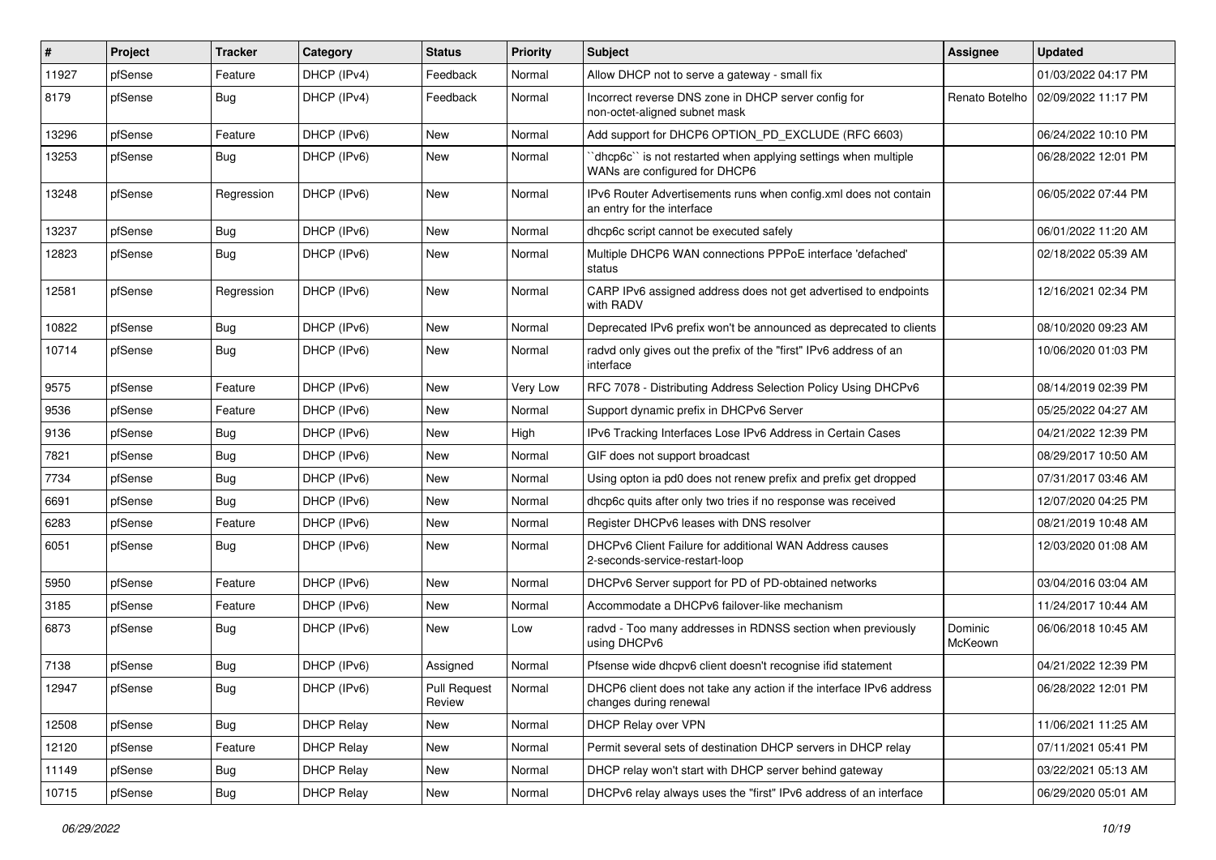| # | Project | Tracker | Category | Status | Priority | Subject | Assignee | Updated |
|---|---|---|---|---|---|---|---|---|
| 11927 | pfSense | Feature | DHCP (IPv4) | Feedback | Normal | Allow DHCP not to serve a gateway - small fix | | 01/03/2022 04:17 PM |
| 8179 | pfSense | Bug | DHCP (IPv4) | Feedback | Normal | Incorrect reverse DNS zone in DHCP server config for non-octet-aligned subnet mask | Renato Botelho | 02/09/2022 11:17 PM |
| 13296 | pfSense | Feature | DHCP (IPv6) | New | Normal | Add support for DHCP6 OPTION_PD_EXCLUDE (RFC 6603) | | 06/24/2022 10:10 PM |
| 13253 | pfSense | Bug | DHCP (IPv6) | New | Normal | ``dhcp6c`` is not restarted when applying settings when multiple WANs are configured for DHCP6 | | 06/28/2022 12:01 PM |
| 13248 | pfSense | Regression | DHCP (IPv6) | New | Normal | IPv6 Router Advertisements runs when config.xml does not contain an entry for the interface | | 06/05/2022 07:44 PM |
| 13237 | pfSense | Bug | DHCP (IPv6) | New | Normal | dhcp6c script cannot be executed safely | | 06/01/2022 11:20 AM |
| 12823 | pfSense | Bug | DHCP (IPv6) | New | Normal | Multiple DHCP6 WAN connections PPPoE interface 'defached' status | | 02/18/2022 05:39 AM |
| 12581 | pfSense | Regression | DHCP (IPv6) | New | Normal | CARP IPv6 assigned address does not get advertised to endpoints with RADV | | 12/16/2021 02:34 PM |
| 10822 | pfSense | Bug | DHCP (IPv6) | New | Normal | Deprecated IPv6 prefix won't be announced as deprecated to clients | | 08/10/2020 09:23 AM |
| 10714 | pfSense | Bug | DHCP (IPv6) | New | Normal | radvd only gives out the prefix of the "first" IPv6 address of an interface | | 10/06/2020 01:03 PM |
| 9575 | pfSense | Feature | DHCP (IPv6) | New | Very Low | RFC 7078 - Distributing Address Selection Policy Using DHCPv6 | | 08/14/2019 02:39 PM |
| 9536 | pfSense | Feature | DHCP (IPv6) | New | Normal | Support dynamic prefix in DHCPv6 Server | | 05/25/2022 04:27 AM |
| 9136 | pfSense | Bug | DHCP (IPv6) | New | High | IPv6 Tracking Interfaces Lose IPv6 Address in Certain Cases | | 04/21/2022 12:39 PM |
| 7821 | pfSense | Bug | DHCP (IPv6) | New | Normal | GIF does not support broadcast | | 08/29/2017 10:50 AM |
| 7734 | pfSense | Bug | DHCP (IPv6) | New | Normal | Using opton ia pd0 does not renew prefix and prefix get dropped | | 07/31/2017 03:46 AM |
| 6691 | pfSense | Bug | DHCP (IPv6) | New | Normal | dhcp6c quits after only two tries if no response was received | | 12/07/2020 04:25 PM |
| 6283 | pfSense | Feature | DHCP (IPv6) | New | Normal | Register DHCPv6 leases with DNS resolver | | 08/21/2019 10:48 AM |
| 6051 | pfSense | Bug | DHCP (IPv6) | New | Normal | DHCPv6 Client Failure for additional WAN Address causes 2-seconds-service-restart-loop | | 12/03/2020 01:08 AM |
| 5950 | pfSense | Feature | DHCP (IPv6) | New | Normal | DHCPv6 Server support for PD of PD-obtained networks | | 03/04/2016 03:04 AM |
| 3185 | pfSense | Feature | DHCP (IPv6) | New | Normal | Accommodate a DHCPv6 failover-like mechanism | | 11/24/2017 10:44 AM |
| 6873 | pfSense | Bug | DHCP (IPv6) | New | Low | radvd - Too many addresses in RDNSS section when previously using DHCPv6 | Dominic McKeown | 06/06/2018 10:45 AM |
| 7138 | pfSense | Bug | DHCP (IPv6) | Assigned | Normal | Pfsense wide dhcpv6 client doesn't recognise ifid statement | | 04/21/2022 12:39 PM |
| 12947 | pfSense | Bug | DHCP (IPv6) | Pull Request Review | Normal | DHCP6 client does not take any action if the interface IPv6 address changes during renewal | | 06/28/2022 12:01 PM |
| 12508 | pfSense | Bug | DHCP Relay | New | Normal | DHCP Relay over VPN | | 11/06/2021 11:25 AM |
| 12120 | pfSense | Feature | DHCP Relay | New | Normal | Permit several sets of destination DHCP servers in DHCP relay | | 07/11/2021 05:41 PM |
| 11149 | pfSense | Bug | DHCP Relay | New | Normal | DHCP relay won't start with DHCP server behind gateway | | 03/22/2021 05:13 AM |
| 10715 | pfSense | Bug | DHCP Relay | New | Normal | DHCPv6 relay always uses the "first" IPv6 address of an interface | | 06/29/2020 05:01 AM |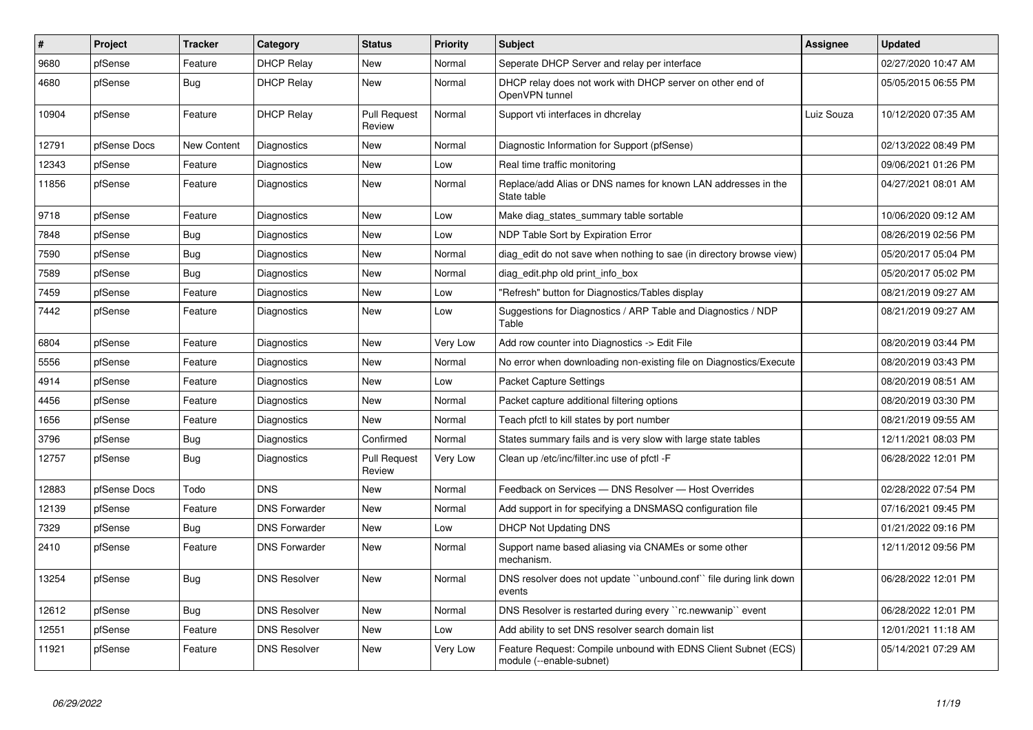| # | Project | Tracker | Category | Status | Priority | Subject | Assignee | Updated |
|---|---|---|---|---|---|---|---|---|
| 9680 | pfSense | Feature | DHCP Relay | New | Normal | Seperate DHCP Server and relay per interface | | 02/27/2020 10:47 AM |
| 4680 | pfSense | Bug | DHCP Relay | New | Normal | DHCP relay does not work with DHCP server on other end of OpenVPN tunnel | | 05/05/2015 06:55 PM |
| 10904 | pfSense | Feature | DHCP Relay | Pull Request Review | Normal | Support vti interfaces in dhcrelay | Luiz Souza | 10/12/2020 07:35 AM |
| 12791 | pfSense Docs | New Content | Diagnostics | New | Normal | Diagnostic Information for Support (pfSense) | | 02/13/2022 08:49 PM |
| 12343 | pfSense | Feature | Diagnostics | New | Low | Real time traffic monitoring | | 09/06/2021 01:26 PM |
| 11856 | pfSense | Feature | Diagnostics | New | Normal | Replace/add Alias or DNS names for known LAN addresses in the State table | | 04/27/2021 08:01 AM |
| 9718 | pfSense | Feature | Diagnostics | New | Low | Make diag_states_summary table sortable | | 10/06/2020 09:12 AM |
| 7848 | pfSense | Bug | Diagnostics | New | Low | NDP Table Sort by Expiration Error | | 08/26/2019 02:56 PM |
| 7590 | pfSense | Bug | Diagnostics | New | Normal | diag_edit do not save when nothing to sae (in directory browse view) | | 05/20/2017 05:04 PM |
| 7589 | pfSense | Bug | Diagnostics | New | Normal | diag_edit.php old print_info_box | | 05/20/2017 05:02 PM |
| 7459 | pfSense | Feature | Diagnostics | New | Low | "Refresh" button for Diagnostics/Tables display | | 08/21/2019 09:27 AM |
| 7442 | pfSense | Feature | Diagnostics | New | Low | Suggestions for Diagnostics / ARP Table and Diagnostics / NDP Table | | 08/21/2019 09:27 AM |
| 6804 | pfSense | Feature | Diagnostics | New | Very Low | Add row counter into Diagnostics -> Edit File | | 08/20/2019 03:44 PM |
| 5556 | pfSense | Feature | Diagnostics | New | Normal | No error when downloading non-existing file on Diagnostics/Execute | | 08/20/2019 03:43 PM |
| 4914 | pfSense | Feature | Diagnostics | New | Low | Packet Capture Settings | | 08/20/2019 08:51 AM |
| 4456 | pfSense | Feature | Diagnostics | New | Normal | Packet capture additional filtering options | | 08/20/2019 03:30 PM |
| 1656 | pfSense | Feature | Diagnostics | New | Normal | Teach pfctl to kill states by port number | | 08/21/2019 09:55 AM |
| 3796 | pfSense | Bug | Diagnostics | Confirmed | Normal | States summary fails and is very slow with large state tables | | 12/11/2021 08:03 PM |
| 12757 | pfSense | Bug | Diagnostics | Pull Request Review | Very Low | Clean up /etc/inc/filter.inc use of pfctl -F | | 06/28/2022 12:01 PM |
| 12883 | pfSense Docs | Todo | DNS | New | Normal | Feedback on Services — DNS Resolver — Host Overrides | | 02/28/2022 07:54 PM |
| 12139 | pfSense | Feature | DNS Forwarder | New | Normal | Add support in for specifying a DNSMASQ configuration file | | 07/16/2021 09:45 PM |
| 7329 | pfSense | Bug | DNS Forwarder | New | Low | DHCP Not Updating DNS | | 01/21/2022 09:16 PM |
| 2410 | pfSense | Feature | DNS Forwarder | New | Normal | Support name based aliasing via CNAMEs or some other mechanism. | | 12/11/2012 09:56 PM |
| 13254 | pfSense | Bug | DNS Resolver | New | Normal | DNS resolver does not update ``unbound.conf`` file during link down events | | 06/28/2022 12:01 PM |
| 12612 | pfSense | Bug | DNS Resolver | New | Normal | DNS Resolver is restarted during every ``rc.newwanip`` event | | 06/28/2022 12:01 PM |
| 12551 | pfSense | Feature | DNS Resolver | New | Low | Add ability to set DNS resolver search domain list | | 12/01/2021 11:18 AM |
| 11921 | pfSense | Feature | DNS Resolver | New | Very Low | Feature Request: Compile unbound with EDNS Client Subnet (ECS) module (--enable-subnet) | | 05/14/2021 07:29 AM |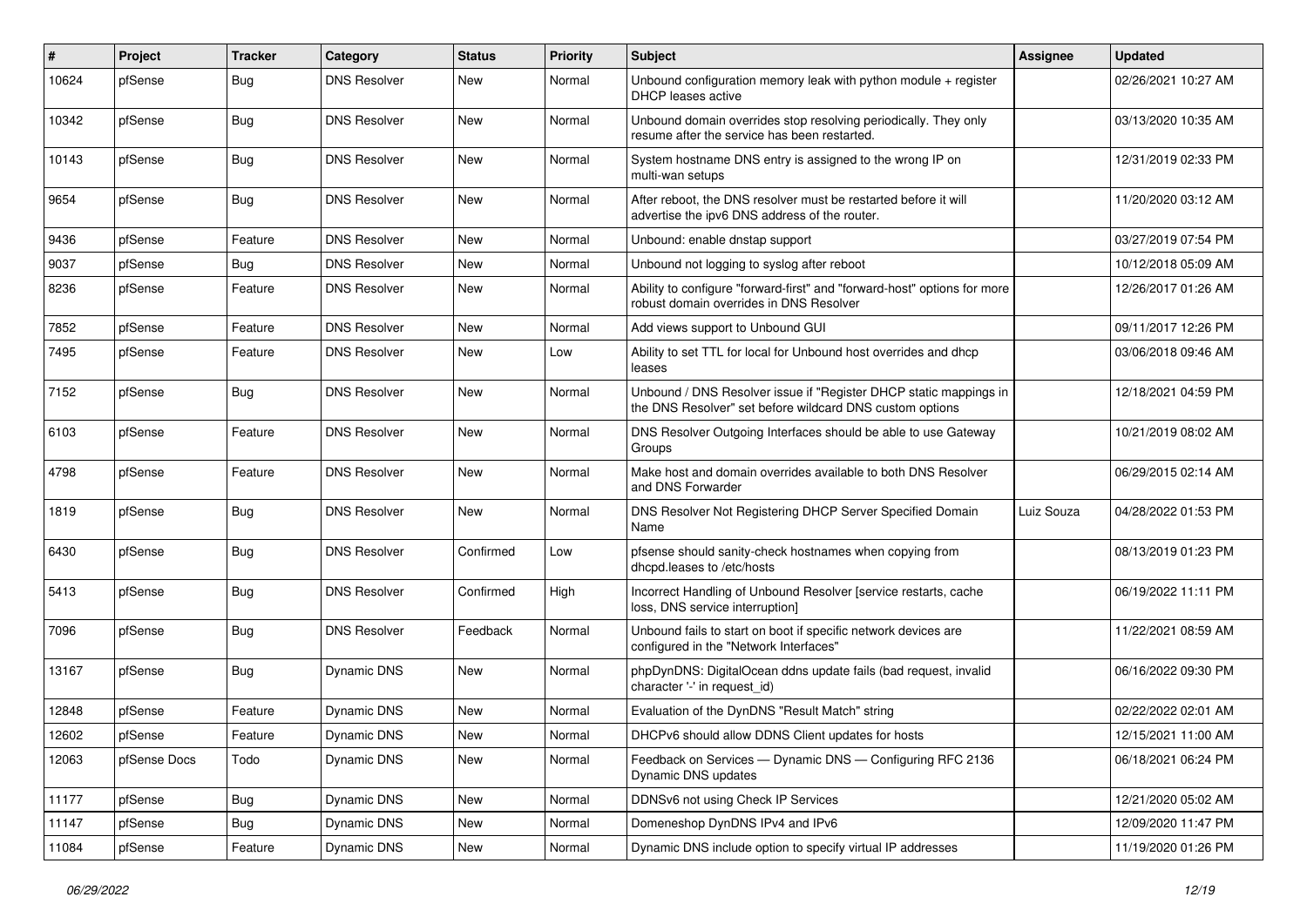| # | Project | Tracker | Category | Status | Priority | Subject | Assignee | Updated |
|---|---|---|---|---|---|---|---|---|
| 10624 | pfSense | Bug | DNS Resolver | New | Normal | Unbound configuration memory leak with python module + register DHCP leases active | | 02/26/2021 10:27 AM |
| 10342 | pfSense | Bug | DNS Resolver | New | Normal | Unbound domain overrides stop resolving periodically. They only resume after the service has been restarted. | | 03/13/2020 10:35 AM |
| 10143 | pfSense | Bug | DNS Resolver | New | Normal | System hostname DNS entry is assigned to the wrong IP on multi-wan setups | | 12/31/2019 02:33 PM |
| 9654 | pfSense | Bug | DNS Resolver | New | Normal | After reboot, the DNS resolver must be restarted before it will advertise the ipv6 DNS address of the router. | | 11/20/2020 03:12 AM |
| 9436 | pfSense | Feature | DNS Resolver | New | Normal | Unbound: enable dnstap support | | 03/27/2019 07:54 PM |
| 9037 | pfSense | Bug | DNS Resolver | New | Normal | Unbound not logging to syslog after reboot | | 10/12/2018 05:09 AM |
| 8236 | pfSense | Feature | DNS Resolver | New | Normal | Ability to configure "forward-first" and "forward-host" options for more robust domain overrides in DNS Resolver | | 12/26/2017 01:26 AM |
| 7852 | pfSense | Feature | DNS Resolver | New | Normal | Add views support to Unbound GUI | | 09/11/2017 12:26 PM |
| 7495 | pfSense | Feature | DNS Resolver | New | Low | Ability to set TTL for local for Unbound host overrides and dhcp leases | | 03/06/2018 09:46 AM |
| 7152 | pfSense | Bug | DNS Resolver | New | Normal | Unbound / DNS Resolver issue if "Register DHCP static mappings in the DNS Resolver" set before wildcard DNS custom options | | 12/18/2021 04:59 PM |
| 6103 | pfSense | Feature | DNS Resolver | New | Normal | DNS Resolver Outgoing Interfaces should be able to use Gateway Groups | | 10/21/2019 08:02 AM |
| 4798 | pfSense | Feature | DNS Resolver | New | Normal | Make host and domain overrides available to both DNS Resolver and DNS Forwarder | | 06/29/2015 02:14 AM |
| 1819 | pfSense | Bug | DNS Resolver | New | Normal | DNS Resolver Not Registering DHCP Server Specified Domain Name | Luiz Souza | 04/28/2022 01:53 PM |
| 6430 | pfSense | Bug | DNS Resolver | Confirmed | Low | pfsense should sanity-check hostnames when copying from dhcpd.leases to /etc/hosts | | 08/13/2019 01:23 PM |
| 5413 | pfSense | Bug | DNS Resolver | Confirmed | High | Incorrect Handling of Unbound Resolver [service restarts, cache loss, DNS service interruption] | | 06/19/2022 11:11 PM |
| 7096 | pfSense | Bug | DNS Resolver | Feedback | Normal | Unbound fails to start on boot if specific network devices are configured in the "Network Interfaces" | | 11/22/2021 08:59 AM |
| 13167 | pfSense | Bug | Dynamic DNS | New | Normal | phpDynDNS: DigitalOcean ddns update fails (bad request, invalid character '-' in request_id) | | 06/16/2022 09:30 PM |
| 12848 | pfSense | Feature | Dynamic DNS | New | Normal | Evaluation of the DynDNS "Result Match" string | | 02/22/2022 02:01 AM |
| 12602 | pfSense | Feature | Dynamic DNS | New | Normal | DHCPv6 should allow DDNS Client updates for hosts | | 12/15/2021 11:00 AM |
| 12063 | pfSense Docs | Todo | Dynamic DNS | New | Normal | Feedback on Services — Dynamic DNS — Configuring RFC 2136 Dynamic DNS updates | | 06/18/2021 06:24 PM |
| 11177 | pfSense | Bug | Dynamic DNS | New | Normal | DDNSv6 not using Check IP Services | | 12/21/2020 05:02 AM |
| 11147 | pfSense | Bug | Dynamic DNS | New | Normal | Domeneshop DynDNS IPv4 and IPv6 | | 12/09/2020 11:47 PM |
| 11084 | pfSense | Feature | Dynamic DNS | New | Normal | Dynamic DNS include option to specify virtual IP addresses | | 11/19/2020 01:26 PM |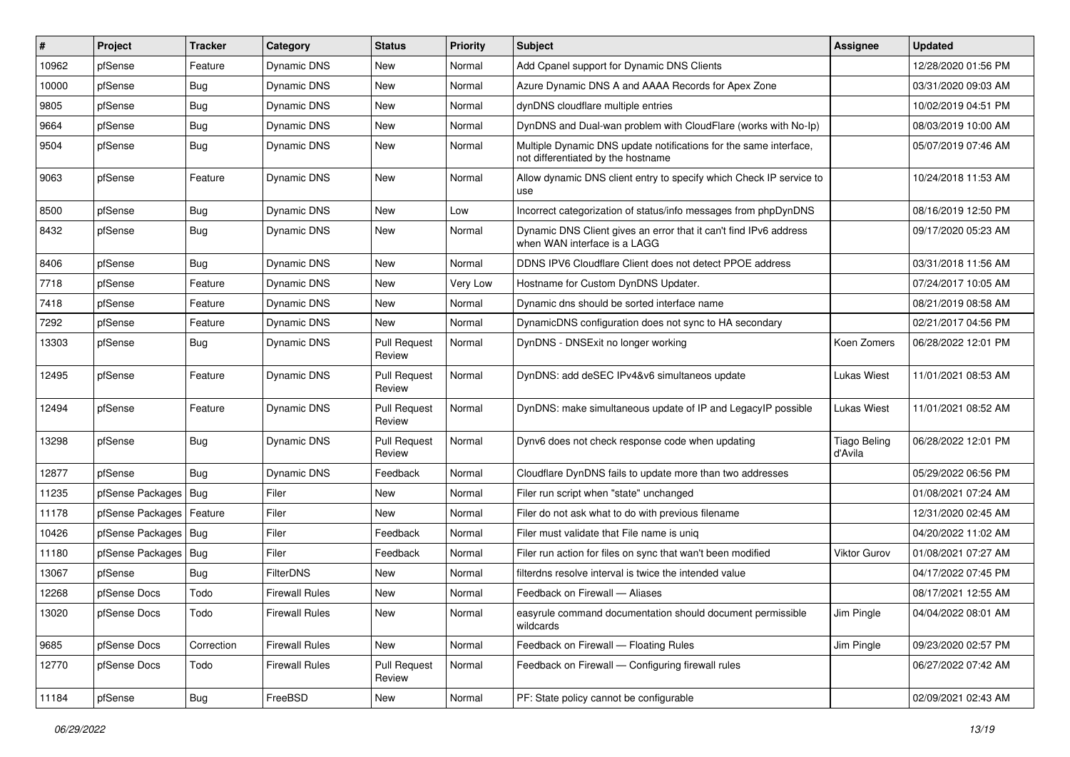| # | Project | Tracker | Category | Status | Priority | Subject | Assignee | Updated |
|---|---|---|---|---|---|---|---|---|
| 10962 | pfSense | Feature | Dynamic DNS | New | Normal | Add Cpanel support for Dynamic DNS Clients | | 12/28/2020 01:56 PM |
| 10000 | pfSense | Bug | Dynamic DNS | New | Normal | Azure Dynamic DNS A and AAAA Records for Apex Zone | | 03/31/2020 09:03 AM |
| 9805 | pfSense | Bug | Dynamic DNS | New | Normal | dynDNS cloudflare multiple entries | | 10/02/2019 04:51 PM |
| 9664 | pfSense | Bug | Dynamic DNS | New | Normal | DynDNS and Dual-wan problem with CloudFlare (works with No-Ip) | | 08/03/2019 10:00 AM |
| 9504 | pfSense | Bug | Dynamic DNS | New | Normal | Multiple Dynamic DNS update notifications for the same interface, not differentiated by the hostname | | 05/07/2019 07:46 AM |
| 9063 | pfSense | Feature | Dynamic DNS | New | Normal | Allow dynamic DNS client entry to specify which Check IP service to use | | 10/24/2018 11:53 AM |
| 8500 | pfSense | Bug | Dynamic DNS | New | Low | Incorrect categorization of status/info messages from phpDynDNS | | 08/16/2019 12:50 PM |
| 8432 | pfSense | Bug | Dynamic DNS | New | Normal | Dynamic DNS Client gives an error that it can't find IPv6 address when WAN interface is a LAGG | | 09/17/2020 05:23 AM |
| 8406 | pfSense | Bug | Dynamic DNS | New | Normal | DDNS IPV6 Cloudflare Client does not detect PPOE address | | 03/31/2018 11:56 AM |
| 7718 | pfSense | Feature | Dynamic DNS | New | Very Low | Hostname for Custom DynDNS Updater. | | 07/24/2017 10:05 AM |
| 7418 | pfSense | Feature | Dynamic DNS | New | Normal | Dynamic dns should be sorted interface name | | 08/21/2019 08:58 AM |
| 7292 | pfSense | Feature | Dynamic DNS | New | Normal | DynamicDNS configuration does not sync to HA secondary | | 02/21/2017 04:56 PM |
| 13303 | pfSense | Bug | Dynamic DNS | Pull Request Review | Normal | DynDNS - DNSExit no longer working | Koen Zomers | 06/28/2022 12:01 PM |
| 12495 | pfSense | Feature | Dynamic DNS | Pull Request Review | Normal | DynDNS: add deSEC IPv4&v6 simultaneos update | Lukas Wiest | 11/01/2021 08:53 AM |
| 12494 | pfSense | Feature | Dynamic DNS | Pull Request Review | Normal | DynDNS: make simultaneous update of IP and LegacyIP possible | Lukas Wiest | 11/01/2021 08:52 AM |
| 13298 | pfSense | Bug | Dynamic DNS | Pull Request Review | Normal | Dynv6 does not check response code when updating | Tiago Beling d'Avila | 06/28/2022 12:01 PM |
| 12877 | pfSense | Bug | Dynamic DNS | Feedback | Normal | Cloudflare DynDNS fails to update more than two addresses | | 05/29/2022 06:56 PM |
| 11235 | pfSense Packages | Bug | Filer | New | Normal | Filer run script when "state" unchanged | | 01/08/2021 07:24 AM |
| 11178 | pfSense Packages | Feature | Filer | New | Normal | Filer do not ask what to do with previous filename | | 12/31/2020 02:45 AM |
| 10426 | pfSense Packages | Bug | Filer | Feedback | Normal | Filer must validate that File name is uniq | | 04/20/2022 11:02 AM |
| 11180 | pfSense Packages | Bug | Filer | Feedback | Normal | Filer run action for files on sync that wan't been modified | Viktor Gurov | 01/08/2021 07:27 AM |
| 13067 | pfSense | Bug | FilterDNS | New | Normal | filterdns resolve interval is twice the intended value | | 04/17/2022 07:45 PM |
| 12268 | pfSense Docs | Todo | Firewall Rules | New | Normal | Feedback on Firewall — Aliases | | 08/17/2021 12:55 AM |
| 13020 | pfSense Docs | Todo | Firewall Rules | New | Normal | easyrule command documentation should document permissible wildcards | Jim Pingle | 04/04/2022 08:01 AM |
| 9685 | pfSense Docs | Correction | Firewall Rules | New | Normal | Feedback on Firewall — Floating Rules | Jim Pingle | 09/23/2020 02:57 PM |
| 12770 | pfSense Docs | Todo | Firewall Rules | Pull Request Review | Normal | Feedback on Firewall — Configuring firewall rules | | 06/27/2022 07:42 AM |
| 11184 | pfSense | Bug | FreeBSD | New | Normal | PF: State policy cannot be configurable | | 02/09/2021 02:43 AM |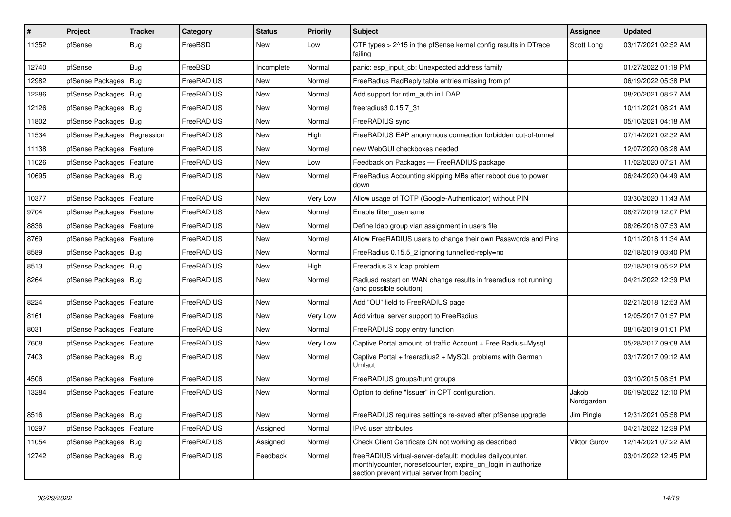| # | Project | Tracker | Category | Status | Priority | Subject | Assignee | Updated |
|---|---|---|---|---|---|---|---|---|
| 11352 | pfSense | Bug | FreeBSD | New | Low | CTF types > 2^15 in the pfSense kernel config results in DTrace failing | Scott Long | 03/17/2021 02:52 AM |
| 12740 | pfSense | Bug | FreeBSD | Incomplete | Normal | panic: esp_input_cb: Unexpected address family | | 01/27/2022 01:19 PM |
| 12982 | pfSense Packages | Bug | FreeRADIUS | New | Normal | FreeRadius RadReply table entries missing from pf | | 06/19/2022 05:38 PM |
| 12286 | pfSense Packages | Bug | FreeRADIUS | New | Normal | Add support for ntlm_auth in LDAP | | 08/20/2021 08:27 AM |
| 12126 | pfSense Packages | Bug | FreeRADIUS | New | Normal | freeradius3 0.15.7_31 | | 10/11/2021 08:21 AM |
| 11802 | pfSense Packages | Bug | FreeRADIUS | New | Normal | FreeRADIUS sync | | 05/10/2021 04:18 AM |
| 11534 | pfSense Packages | Regression | FreeRADIUS | New | High | FreeRADIUS EAP anonymous connection forbidden out-of-tunnel | | 07/14/2021 02:32 AM |
| 11138 | pfSense Packages | Feature | FreeRADIUS | New | Normal | new WebGUI checkboxes needed | | 12/07/2020 08:28 AM |
| 11026 | pfSense Packages | Feature | FreeRADIUS | New | Low | Feedback on Packages — FreeRADIUS package | | 11/02/2020 07:21 AM |
| 10695 | pfSense Packages | Bug | FreeRADIUS | New | Normal | FreeRadius Accounting skipping MBs after reboot due to power down | | 06/24/2020 04:49 AM |
| 10377 | pfSense Packages | Feature | FreeRADIUS | New | Very Low | Allow usage of TOTP (Google-Authenticator) without PIN | | 03/30/2020 11:43 AM |
| 9704 | pfSense Packages | Feature | FreeRADIUS | New | Normal | Enable filter_username | | 08/27/2019 12:07 PM |
| 8836 | pfSense Packages | Feature | FreeRADIUS | New | Normal | Define ldap group vlan assignment in users file | | 08/26/2018 07:53 AM |
| 8769 | pfSense Packages | Feature | FreeRADIUS | New | Normal | Allow FreeRADIUS users to change their own Passwords and Pins | | 10/11/2018 11:34 AM |
| 8589 | pfSense Packages | Bug | FreeRADIUS | New | Normal | FreeRadius 0.15.5_2 ignoring tunnelled-reply=no | | 02/18/2019 03:40 PM |
| 8513 | pfSense Packages | Bug | FreeRADIUS | New | High | Freeradius 3.x ldap problem | | 02/18/2019 05:22 PM |
| 8264 | pfSense Packages | Bug | FreeRADIUS | New | Normal | Radiusd restart on WAN change results in freeradius not running (and possible solution) | | 04/21/2022 12:39 PM |
| 8224 | pfSense Packages | Feature | FreeRADIUS | New | Normal | Add "OU" field to FreeRADIUS page | | 02/21/2018 12:53 AM |
| 8161 | pfSense Packages | Feature | FreeRADIUS | New | Very Low | Add virtual server support to FreeRadius | | 12/05/2017 01:57 PM |
| 8031 | pfSense Packages | Feature | FreeRADIUS | New | Normal | FreeRADIUS copy entry function | | 08/16/2019 01:01 PM |
| 7608 | pfSense Packages | Feature | FreeRADIUS | New | Very Low | Captive Portal amount of traffic Account + Free Radius+Mysql | | 05/28/2017 09:08 AM |
| 7403 | pfSense Packages | Bug | FreeRADIUS | New | Normal | Captive Portal + freeradius2 + MySQL problems with German Umlaut | | 03/17/2017 09:12 AM |
| 4506 | pfSense Packages | Feature | FreeRADIUS | New | Normal | FreeRADIUS groups/hunt groups | | 03/10/2015 08:51 PM |
| 13284 | pfSense Packages | Feature | FreeRADIUS | New | Normal | Option to define "Issuer" in OPT configuration. | Jakob Nordgarden | 06/19/2022 12:10 PM |
| 8516 | pfSense Packages | Bug | FreeRADIUS | New | Normal | FreeRADIUS requires settings re-saved after pfSense upgrade | Jim Pingle | 12/31/2021 05:58 PM |
| 10297 | pfSense Packages | Feature | FreeRADIUS | Assigned | Normal | IPv6 user attributes | | 04/21/2022 12:39 PM |
| 11054 | pfSense Packages | Bug | FreeRADIUS | Assigned | Normal | Check Client Certificate CN not working as described | Viktor Gurov | 12/14/2021 07:22 AM |
| 12742 | pfSense Packages | Bug | FreeRADIUS | Feedback | Normal | freeRADIUS virtual-server-default: modules dailycounter, monthlycounter, noresetcounter, expire_on_login in authorize section prevent virtual server from loading | | 03/01/2022 12:45 PM |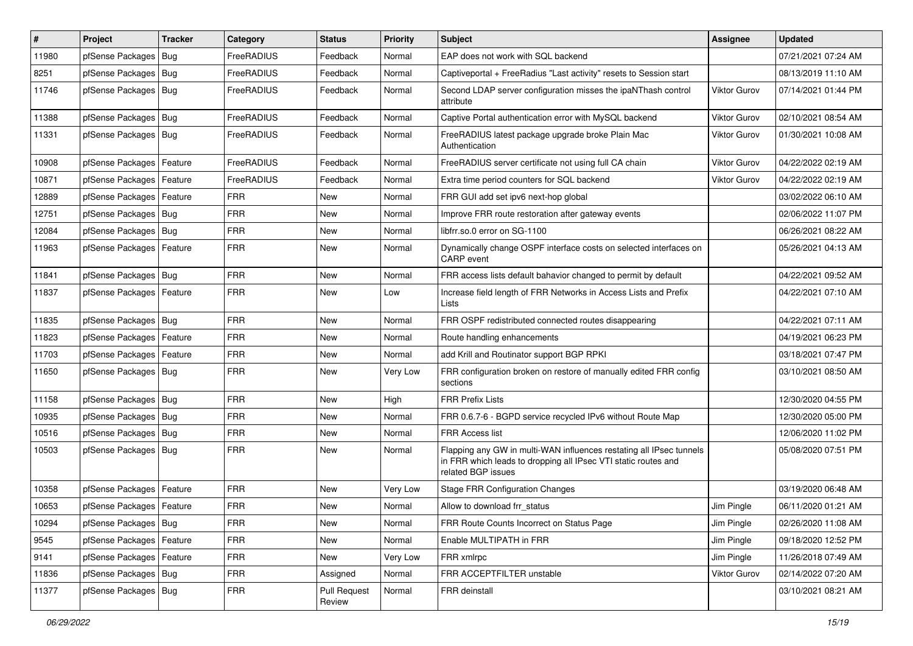| # | Project | Tracker | Category | Status | Priority | Subject | Assignee | Updated |
|---|---|---|---|---|---|---|---|---|
| 11980 | pfSense Packages | Bug | FreeRADIUS | Feedback | Normal | EAP does not work with SQL backend | | 07/21/2021 07:24 AM |
| 8251 | pfSense Packages | Bug | FreeRADIUS | Feedback | Normal | Captiveportal + FreeRadius "Last activity" resets to Session start | | 08/13/2019 11:10 AM |
| 11746 | pfSense Packages | Bug | FreeRADIUS | Feedback | Normal | Second LDAP server configuration misses the ipaNThash control attribute | Viktor Gurov | 07/14/2021 01:44 PM |
| 11388 | pfSense Packages | Bug | FreeRADIUS | Feedback | Normal | Captive Portal authentication error with MySQL backend | Viktor Gurov | 02/10/2021 08:54 AM |
| 11331 | pfSense Packages | Bug | FreeRADIUS | Feedback | Normal | FreeRADIUS latest package upgrade broke Plain Mac Authentication | Viktor Gurov | 01/30/2021 10:08 AM |
| 10908 | pfSense Packages | Feature | FreeRADIUS | Feedback | Normal | FreeRADIUS server certificate not using full CA chain | Viktor Gurov | 04/22/2022 02:19 AM |
| 10871 | pfSense Packages | Feature | FreeRADIUS | Feedback | Normal | Extra time period counters for SQL backend | Viktor Gurov | 04/22/2022 02:19 AM |
| 12889 | pfSense Packages | Feature | FRR | New | Normal | FRR GUI add set ipv6 next-hop global | | 03/02/2022 06:10 AM |
| 12751 | pfSense Packages | Bug | FRR | New | Normal | Improve FRR route restoration after gateway events | | 02/06/2022 11:07 PM |
| 12084 | pfSense Packages | Bug | FRR | New | Normal | libfrr.so.0 error on SG-1100 | | 06/26/2021 08:22 AM |
| 11963 | pfSense Packages | Feature | FRR | New | Normal | Dynamically change OSPF interface costs on selected interfaces on CARP event | | 05/26/2021 04:13 AM |
| 11841 | pfSense Packages | Bug | FRR | New | Normal | FRR access lists default bahavior changed to permit by default | | 04/22/2021 09:52 AM |
| 11837 | pfSense Packages | Feature | FRR | New | Low | Increase field length of FRR Networks in Access Lists and Prefix Lists | | 04/22/2021 07:10 AM |
| 11835 | pfSense Packages | Bug | FRR | New | Normal | FRR OSPF redistributed connected routes disappearing | | 04/22/2021 07:11 AM |
| 11823 | pfSense Packages | Feature | FRR | New | Normal | Route handling enhancements | | 04/19/2021 06:23 PM |
| 11703 | pfSense Packages | Feature | FRR | New | Normal | add Krill and Routinator support BGP RPKI | | 03/18/2021 07:47 PM |
| 11650 | pfSense Packages | Bug | FRR | New | Very Low | FRR configuration broken on restore of manually edited FRR config sections | | 03/10/2021 08:50 AM |
| 11158 | pfSense Packages | Bug | FRR | New | High | FRR Prefix Lists | | 12/30/2020 04:55 PM |
| 10935 | pfSense Packages | Bug | FRR | New | Normal | FRR 0.6.7-6 - BGPD service recycled IPv6 without Route Map | | 12/30/2020 05:00 PM |
| 10516 | pfSense Packages | Bug | FRR | New | Normal | FRR Access list | | 12/06/2020 11:02 PM |
| 10503 | pfSense Packages | Bug | FRR | New | Normal | Flapping any GW in multi-WAN influences restating all IPsec tunnels in FRR which leads to dropping all IPsec VTI static routes and related BGP issues | | 05/08/2020 07:51 PM |
| 10358 | pfSense Packages | Feature | FRR | New | Very Low | Stage FRR Configuration Changes | | 03/19/2020 06:48 AM |
| 10653 | pfSense Packages | Feature | FRR | New | Normal | Allow to download frr_status | Jim Pingle | 06/11/2020 01:21 AM |
| 10294 | pfSense Packages | Bug | FRR | New | Normal | FRR Route Counts Incorrect on Status Page | Jim Pingle | 02/26/2020 11:08 AM |
| 9545 | pfSense Packages | Feature | FRR | New | Normal | Enable MULTIPATH in FRR | Jim Pingle | 09/18/2020 12:52 PM |
| 9141 | pfSense Packages | Feature | FRR | New | Very Low | FRR xmlrpc | Jim Pingle | 11/26/2018 07:49 AM |
| 11836 | pfSense Packages | Bug | FRR | Assigned | Normal | FRR ACCEPTFILTER unstable | Viktor Gurov | 02/14/2022 07:20 AM |
| 11377 | pfSense Packages | Bug | FRR | Pull Request Review | Normal | FRR deinstall | | 03/10/2021 08:21 AM |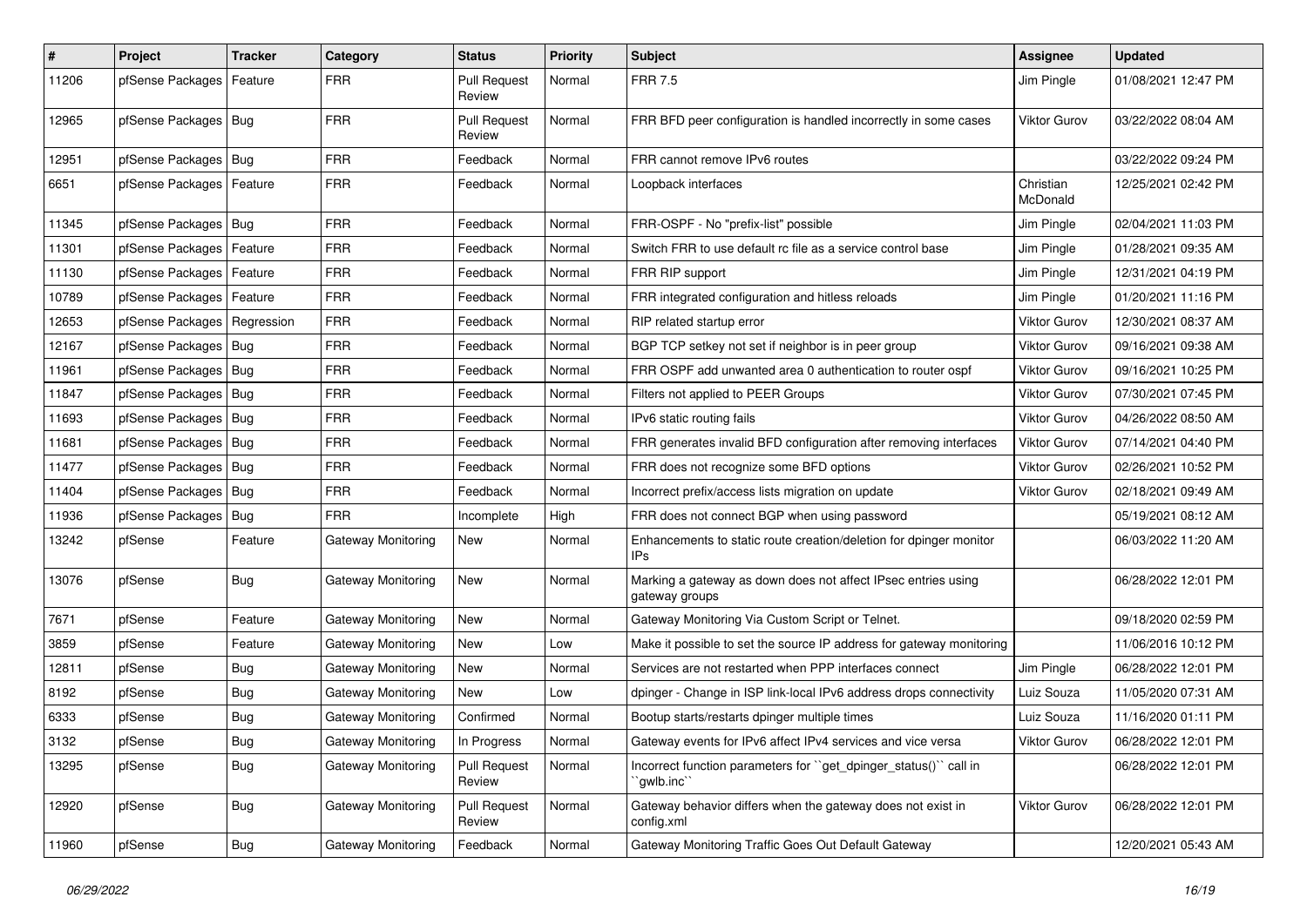| # | Project | Tracker | Category | Status | Priority | Subject | Assignee | Updated |
|---|---|---|---|---|---|---|---|---|
| 11206 | pfSense Packages | Feature | FRR | Pull Request Review | Normal | FRR 7.5 | Jim Pingle | 01/08/2021 12:47 PM |
| 12965 | pfSense Packages | Bug | FRR | Pull Request Review | Normal | FRR BFD peer configuration is handled incorrectly in some cases | Viktor Gurov | 03/22/2022 08:04 AM |
| 12951 | pfSense Packages | Bug | FRR | Feedback | Normal | FRR cannot remove IPv6 routes | | 03/22/2022 09:24 PM |
| 6651 | pfSense Packages | Feature | FRR | Feedback | Normal | Loopback interfaces | Christian McDonald | 12/25/2021 02:42 PM |
| 11345 | pfSense Packages | Bug | FRR | Feedback | Normal | FRR-OSPF - No "prefix-list" possible | Jim Pingle | 02/04/2021 11:03 PM |
| 11301 | pfSense Packages | Feature | FRR | Feedback | Normal | Switch FRR to use default rc file as a service control base | Jim Pingle | 01/28/2021 09:35 AM |
| 11130 | pfSense Packages | Feature | FRR | Feedback | Normal | FRR RIP support | Jim Pingle | 12/31/2021 04:19 PM |
| 10789 | pfSense Packages | Feature | FRR | Feedback | Normal | FRR integrated configuration and hitless reloads | Jim Pingle | 01/20/2021 11:16 PM |
| 12653 | pfSense Packages | Regression | FRR | Feedback | Normal | RIP related startup error | Viktor Gurov | 12/30/2021 08:37 AM |
| 12167 | pfSense Packages | Bug | FRR | Feedback | Normal | BGP TCP setkey not set if neighbor is in peer group | Viktor Gurov | 09/16/2021 09:38 AM |
| 11961 | pfSense Packages | Bug | FRR | Feedback | Normal | FRR OSPF add unwanted area 0 authentication to router ospf | Viktor Gurov | 09/16/2021 10:25 PM |
| 11847 | pfSense Packages | Bug | FRR | Feedback | Normal | Filters not applied to PEER Groups | Viktor Gurov | 07/30/2021 07:45 PM |
| 11693 | pfSense Packages | Bug | FRR | Feedback | Normal | IPv6 static routing fails | Viktor Gurov | 04/26/2022 08:50 AM |
| 11681 | pfSense Packages | Bug | FRR | Feedback | Normal | FRR generates invalid BFD configuration after removing interfaces | Viktor Gurov | 07/14/2021 04:40 PM |
| 11477 | pfSense Packages | Bug | FRR | Feedback | Normal | FRR does not recognize some BFD options | Viktor Gurov | 02/26/2021 10:52 PM |
| 11404 | pfSense Packages | Bug | FRR | Feedback | Normal | Incorrect prefix/access lists migration on update | Viktor Gurov | 02/18/2021 09:49 AM |
| 11936 | pfSense Packages | Bug | FRR | Incomplete | High | FRR does not connect BGP when using password | | 05/19/2021 08:12 AM |
| 13242 | pfSense | Feature | Gateway Monitoring | New | Normal | Enhancements to static route creation/deletion for dpinger monitor IPs | | 06/03/2022 11:20 AM |
| 13076 | pfSense | Bug | Gateway Monitoring | New | Normal | Marking a gateway as down does not affect IPsec entries using gateway groups | | 06/28/2022 12:01 PM |
| 7671 | pfSense | Feature | Gateway Monitoring | New | Normal | Gateway Monitoring Via Custom Script or Telnet. | | 09/18/2020 02:59 PM |
| 3859 | pfSense | Feature | Gateway Monitoring | New | Low | Make it possible to set the source IP address for gateway monitoring | | 11/06/2016 10:12 PM |
| 12811 | pfSense | Bug | Gateway Monitoring | New | Normal | Services are not restarted when PPP interfaces connect | Jim Pingle | 06/28/2022 12:01 PM |
| 8192 | pfSense | Bug | Gateway Monitoring | New | Low | dpinger - Change in ISP link-local IPv6 address drops connectivity | Luiz Souza | 11/05/2020 07:31 AM |
| 6333 | pfSense | Bug | Gateway Monitoring | Confirmed | Normal | Bootup starts/restarts dpinger multiple times | Luiz Souza | 11/16/2020 01:11 PM |
| 3132 | pfSense | Bug | Gateway Monitoring | In Progress | Normal | Gateway events for IPv6 affect IPv4 services and vice versa | Viktor Gurov | 06/28/2022 12:01 PM |
| 13295 | pfSense | Bug | Gateway Monitoring | Pull Request Review | Normal | Incorrect function parameters for ``get_dpinger_status()`` call in ``gwlb.inc`` | | 06/28/2022 12:01 PM |
| 12920 | pfSense | Bug | Gateway Monitoring | Pull Request Review | Normal | Gateway behavior differs when the gateway does not exist in config.xml | Viktor Gurov | 06/28/2022 12:01 PM |
| 11960 | pfSense | Bug | Gateway Monitoring | Feedback | Normal | Gateway Monitoring Traffic Goes Out Default Gateway | | 12/20/2021 05:43 AM |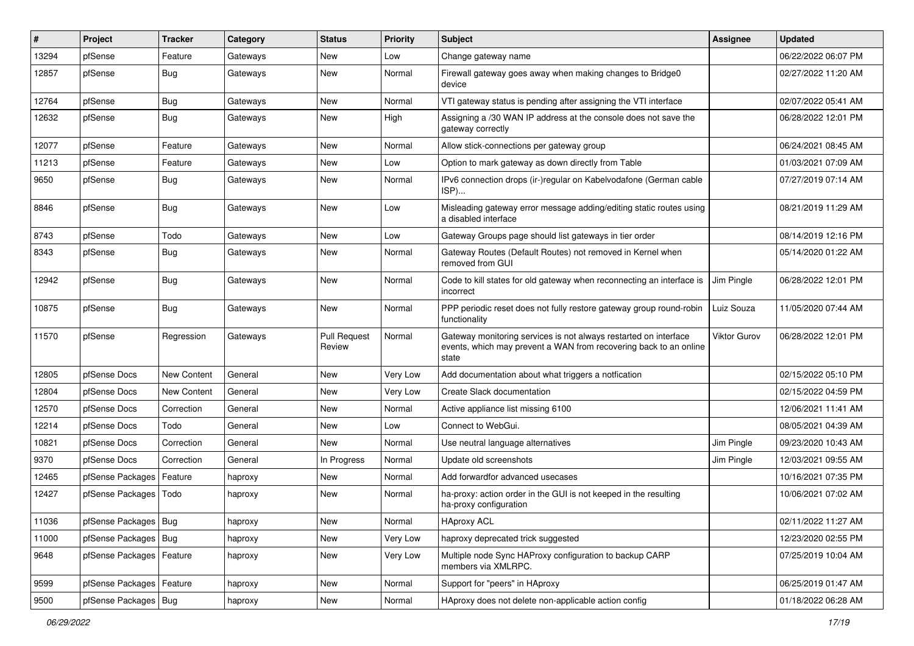| # | Project | Tracker | Category | Status | Priority | Subject | Assignee | Updated |
|---|---|---|---|---|---|---|---|---|
| 13294 | pfSense | Feature | Gateways | New | Low | Change gateway name | | 06/22/2022 06:07 PM |
| 12857 | pfSense | Bug | Gateways | New | Normal | Firewall gateway goes away when making changes to Bridge0 device | | 02/27/2022 11:20 AM |
| 12764 | pfSense | Bug | Gateways | New | Normal | VTI gateway status is pending after assigning the VTI interface | | 02/07/2022 05:41 AM |
| 12632 | pfSense | Bug | Gateways | New | High | Assigning a /30 WAN IP address at the console does not save the gateway correctly | | 06/28/2022 12:01 PM |
| 12077 | pfSense | Feature | Gateways | New | Normal | Allow stick-connections per gateway group | | 06/24/2021 08:45 AM |
| 11213 | pfSense | Feature | Gateways | New | Low | Option to mark gateway as down directly from Table | | 01/03/2021 07:09 AM |
| 9650 | pfSense | Bug | Gateways | New | Normal | IPv6 connection drops (ir-)regular on Kabelvodafone (German cable ISP)... | | 07/27/2019 07:14 AM |
| 8846 | pfSense | Bug | Gateways | New | Low | Misleading gateway error message adding/editing static routes using a disabled interface | | 08/21/2019 11:29 AM |
| 8743 | pfSense | Todo | Gateways | New | Low | Gateway Groups page should list gateways in tier order | | 08/14/2019 12:16 PM |
| 8343 | pfSense | Bug | Gateways | New | Normal | Gateway Routes (Default Routes) not removed in Kernel when removed from GUI | | 05/14/2020 01:22 AM |
| 12942 | pfSense | Bug | Gateways | New | Normal | Code to kill states for old gateway when reconnecting an interface is incorrect | Jim Pingle | 06/28/2022 12:01 PM |
| 10875 | pfSense | Bug | Gateways | New | Normal | PPP periodic reset does not fully restore gateway group round-robin functionality | Luiz Souza | 11/05/2020 07:44 AM |
| 11570 | pfSense | Regression | Gateways | Pull Request Review | Normal | Gateway monitoring services is not always restarted on interface events, which may prevent a WAN from recovering back to an online state | Viktor Gurov | 06/28/2022 12:01 PM |
| 12805 | pfSense Docs | New Content | General | New | Very Low | Add documentation about what triggers a notfication | | 02/15/2022 05:10 PM |
| 12804 | pfSense Docs | New Content | General | New | Very Low | Create Slack documentation | | 02/15/2022 04:59 PM |
| 12570 | pfSense Docs | Correction | General | New | Normal | Active appliance list missing 6100 | | 12/06/2021 11:41 AM |
| 12214 | pfSense Docs | Todo | General | New | Low | Connect to WebGui. | | 08/05/2021 04:39 AM |
| 10821 | pfSense Docs | Correction | General | New | Normal | Use neutral language alternatives | Jim Pingle | 09/23/2020 10:43 AM |
| 9370 | pfSense Docs | Correction | General | In Progress | Normal | Update old screenshots | Jim Pingle | 12/03/2021 09:55 AM |
| 12465 | pfSense Packages | Feature | haproxy | New | Normal | Add forwardfor advanced usecases | | 10/16/2021 07:35 PM |
| 12427 | pfSense Packages | Todo | haproxy | New | Normal | ha-proxy: action order in the GUI is not keeped in the resulting ha-proxy configuration | | 10/06/2021 07:02 AM |
| 11036 | pfSense Packages | Bug | haproxy | New | Normal | HAproxy ACL | | 02/11/2022 11:27 AM |
| 11000 | pfSense Packages | Bug | haproxy | New | Very Low | haproxy deprecated trick suggested | | 12/23/2020 02:55 PM |
| 9648 | pfSense Packages | Feature | haproxy | New | Very Low | Multiple node Sync HAProxy configuration to backup CARP members via XMLRPC. | | 07/25/2019 10:04 AM |
| 9599 | pfSense Packages | Feature | haproxy | New | Normal | Support for "peers" in HAproxy | | 06/25/2019 01:47 AM |
| 9500 | pfSense Packages | Bug | haproxy | New | Normal | HAproxy does not delete non-applicable action config | | 01/18/2022 06:28 AM |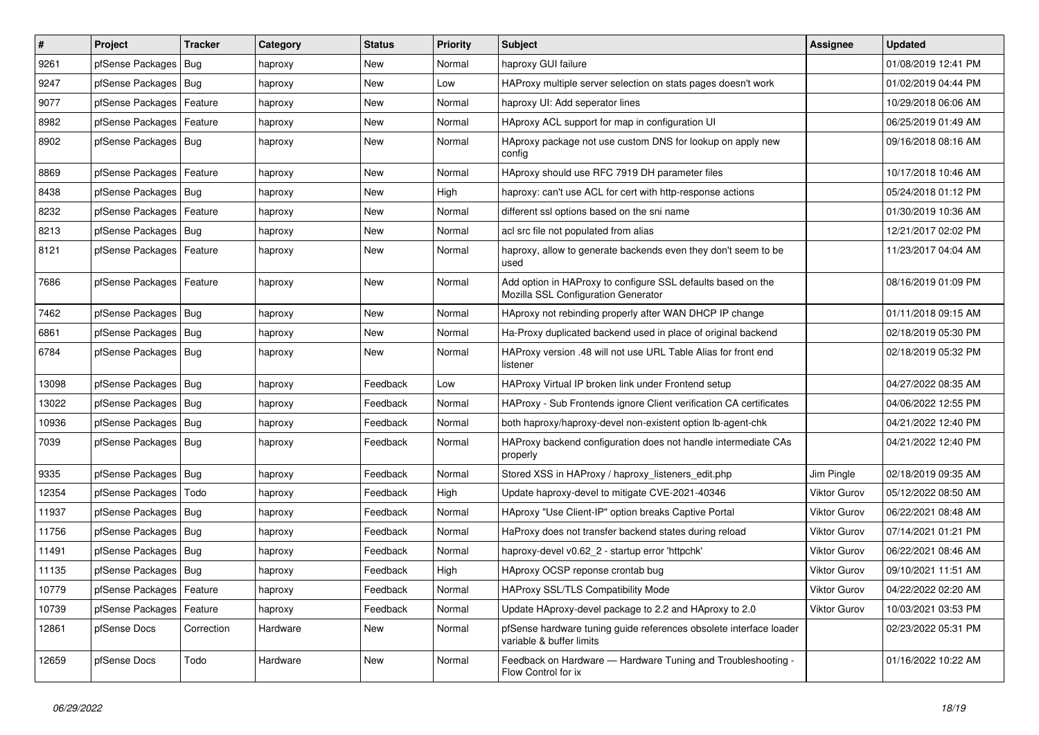| # | Project | Tracker | Category | Status | Priority | Subject | Assignee | Updated |
|---|---|---|---|---|---|---|---|---|
| 9261 | pfSense Packages | Bug | haproxy | New | Normal | haproxy GUI failure | | 01/08/2019 12:41 PM |
| 9247 | pfSense Packages | Bug | haproxy | New | Low | HAProxy multiple server selection on stats pages doesn't work | | 01/02/2019 04:44 PM |
| 9077 | pfSense Packages | Feature | haproxy | New | Normal | haproxy UI: Add seperator lines | | 10/29/2018 06:06 AM |
| 8982 | pfSense Packages | Feature | haproxy | New | Normal | HAproxy ACL support for map in configuration UI | | 06/25/2019 01:49 AM |
| 8902 | pfSense Packages | Bug | haproxy | New | Normal | HAproxy package not use custom DNS for lookup on apply new config | | 09/16/2018 08:16 AM |
| 8869 | pfSense Packages | Feature | haproxy | New | Normal | HAproxy should use RFC 7919 DH parameter files | | 10/17/2018 10:46 AM |
| 8438 | pfSense Packages | Bug | haproxy | New | High | haproxy: can't use ACL for cert with http-response actions | | 05/24/2018 01:12 PM |
| 8232 | pfSense Packages | Feature | haproxy | New | Normal | different ssl options based on the sni name | | 01/30/2019 10:36 AM |
| 8213 | pfSense Packages | Bug | haproxy | New | Normal | acl src file not populated from alias | | 12/21/2017 02:02 PM |
| 8121 | pfSense Packages | Feature | haproxy | New | Normal | haproxy, allow to generate backends even they don't seem to be used | | 11/23/2017 04:04 AM |
| 7686 | pfSense Packages | Feature | haproxy | New | Normal | Add option in HAProxy to configure SSL defaults based on the Mozilla SSL Configuration Generator | | 08/16/2019 01:09 PM |
| 7462 | pfSense Packages | Bug | haproxy | New | Normal | HAproxy not rebinding properly after WAN DHCP IP change | | 01/11/2018 09:15 AM |
| 6861 | pfSense Packages | Bug | haproxy | New | Normal | Ha-Proxy duplicated backend used in place of original backend | | 02/18/2019 05:30 PM |
| 6784 | pfSense Packages | Bug | haproxy | New | Normal | HAProxy version .48 will not use URL Table Alias for front end listener | | 02/18/2019 05:32 PM |
| 13098 | pfSense Packages | Bug | haproxy | Feedback | Low | HAProxy Virtual IP broken link under Frontend setup | | 04/27/2022 08:35 AM |
| 13022 | pfSense Packages | Bug | haproxy | Feedback | Normal | HAProxy - Sub Frontends ignore Client verification CA certificates | | 04/06/2022 12:55 PM |
| 10936 | pfSense Packages | Bug | haproxy | Feedback | Normal | both haproxy/haproxy-devel non-existent option lb-agent-chk | | 04/21/2022 12:40 PM |
| 7039 | pfSense Packages | Bug | haproxy | Feedback | Normal | HAProxy backend configuration does not handle intermediate CAs properly | | 04/21/2022 12:40 PM |
| 9335 | pfSense Packages | Bug | haproxy | Feedback | Normal | Stored XSS in HAProxy / haproxy_listeners_edit.php | Jim Pingle | 02/18/2019 09:35 AM |
| 12354 | pfSense Packages | Todo | haproxy | Feedback | High | Update haproxy-devel to mitigate CVE-2021-40346 | Viktor Gurov | 05/12/2022 08:50 AM |
| 11937 | pfSense Packages | Bug | haproxy | Feedback | Normal | HAproxy "Use Client-IP" option breaks Captive Portal | Viktor Gurov | 06/22/2021 08:48 AM |
| 11756 | pfSense Packages | Bug | haproxy | Feedback | Normal | HaProxy does not transfer backend states during reload | Viktor Gurov | 07/14/2021 01:21 PM |
| 11491 | pfSense Packages | Bug | haproxy | Feedback | Normal | haproxy-devel v0.62_2 - startup error 'httpchk' | Viktor Gurov | 06/22/2021 08:46 AM |
| 11135 | pfSense Packages | Bug | haproxy | Feedback | High | HAproxy OCSP reponse crontab bug | Viktor Gurov | 09/10/2021 11:51 AM |
| 10779 | pfSense Packages | Feature | haproxy | Feedback | Normal | HAProxy SSL/TLS Compatibility Mode | Viktor Gurov | 04/22/2022 02:20 AM |
| 10739 | pfSense Packages | Feature | haproxy | Feedback | Normal | Update HAproxy-devel package to 2.2 and HAproxy to 2.0 | Viktor Gurov | 10/03/2021 03:53 PM |
| 12861 | pfSense Docs | Correction | Hardware | New | Normal | pfSense hardware tuning guide references obsolete interface loader variable & buffer limits | | 02/23/2022 05:31 PM |
| 12659 | pfSense Docs | Todo | Hardware | New | Normal | Feedback on Hardware — Hardware Tuning and Troubleshooting - Flow Control for ix | | 01/16/2022 10:22 AM |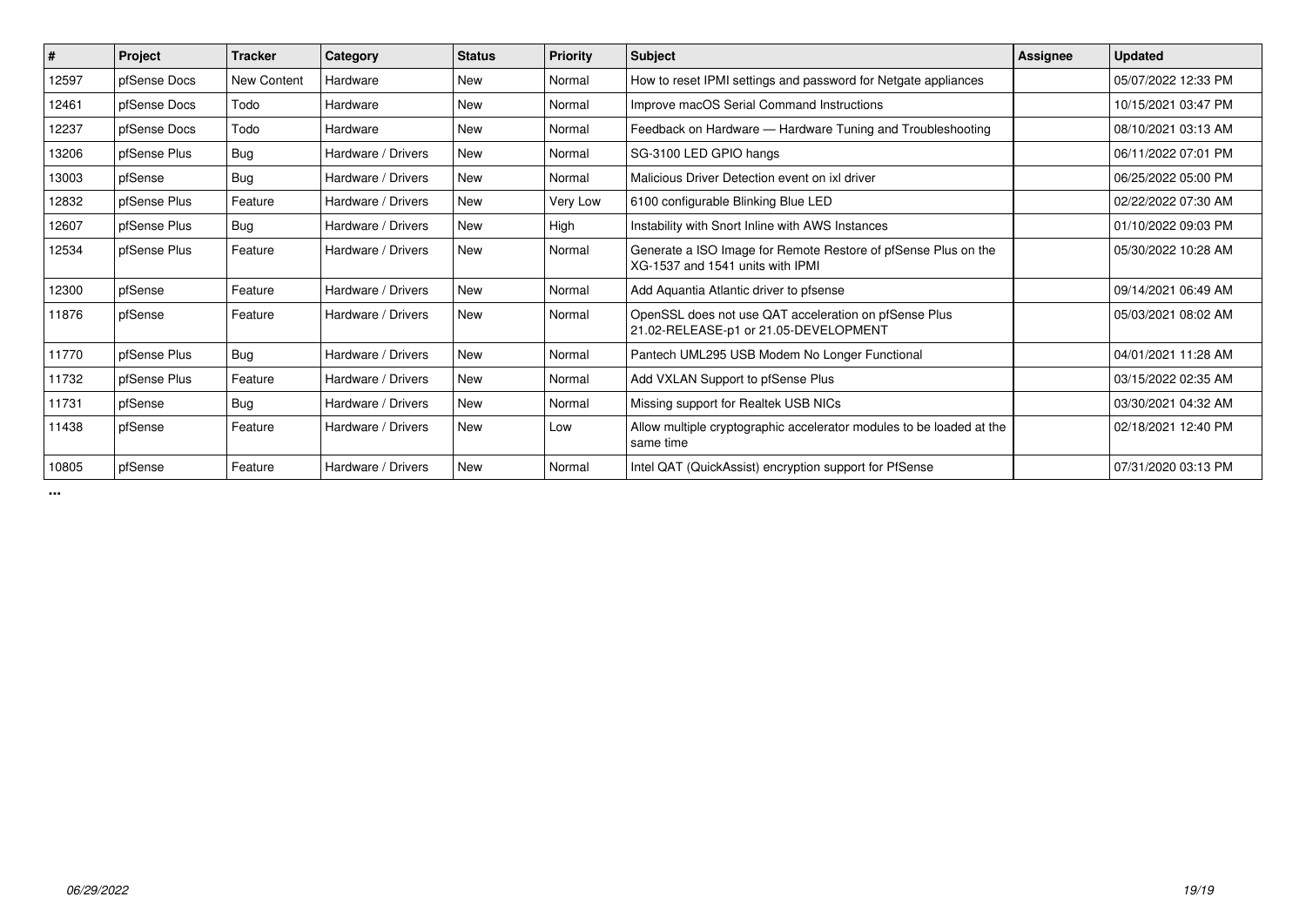| # | Project | Tracker | Category | Status | Priority | Subject | Assignee | Updated |
|---|---|---|---|---|---|---|---|---|
| 12597 | pfSense Docs | New Content | Hardware | New | Normal | How to reset IPMI settings and password for Netgate appliances | | 05/07/2022 12:33 PM |
| 12461 | pfSense Docs | Todo | Hardware | New | Normal | Improve macOS Serial Command Instructions | | 10/15/2021 03:47 PM |
| 12237 | pfSense Docs | Todo | Hardware | New | Normal | Feedback on Hardware — Hardware Tuning and Troubleshooting | | 08/10/2021 03:13 AM |
| 13206 | pfSense Plus | Bug | Hardware / Drivers | New | Normal | SG-3100 LED GPIO hangs | | 06/11/2022 07:01 PM |
| 13003 | pfSense | Bug | Hardware / Drivers | New | Normal | Malicious Driver Detection event on ixl driver | | 06/25/2022 05:00 PM |
| 12832 | pfSense Plus | Feature | Hardware / Drivers | New | Very Low | 6100 configurable Blinking Blue LED | | 02/22/2022 07:30 AM |
| 12607 | pfSense Plus | Bug | Hardware / Drivers | New | High | Instability with Snort Inline with AWS Instances | | 01/10/2022 09:03 PM |
| 12534 | pfSense Plus | Feature | Hardware / Drivers | New | Normal | Generate a ISO Image for Remote Restore of pfSense Plus on the XG-1537 and 1541 units with IPMI | | 05/30/2022 10:28 AM |
| 12300 | pfSense | Feature | Hardware / Drivers | New | Normal | Add Aquantia Atlantic driver to pfsense | | 09/14/2021 06:49 AM |
| 11876 | pfSense | Feature | Hardware / Drivers | New | Normal | OpenSSL does not use QAT acceleration on pfSense Plus 21.02-RELEASE-p1 or 21.05-DEVELOPMENT | | 05/03/2021 08:02 AM |
| 11770 | pfSense Plus | Bug | Hardware / Drivers | New | Normal | Pantech UML295 USB Modem No Longer Functional | | 04/01/2021 11:28 AM |
| 11732 | pfSense Plus | Feature | Hardware / Drivers | New | Normal | Add VXLAN Support to pfSense Plus | | 03/15/2022 02:35 AM |
| 11731 | pfSense | Bug | Hardware / Drivers | New | Normal | Missing support for Realtek USB NICs | | 03/30/2021 04:32 AM |
| 11438 | pfSense | Feature | Hardware / Drivers | New | Low | Allow multiple cryptographic accelerator modules to be loaded at the same time | | 02/18/2021 12:40 PM |
| 10805 | pfSense | Feature | Hardware / Drivers | New | Normal | Intel QAT (QuickAssist) encryption support for PfSense | | 07/31/2020 03:13 PM |

...